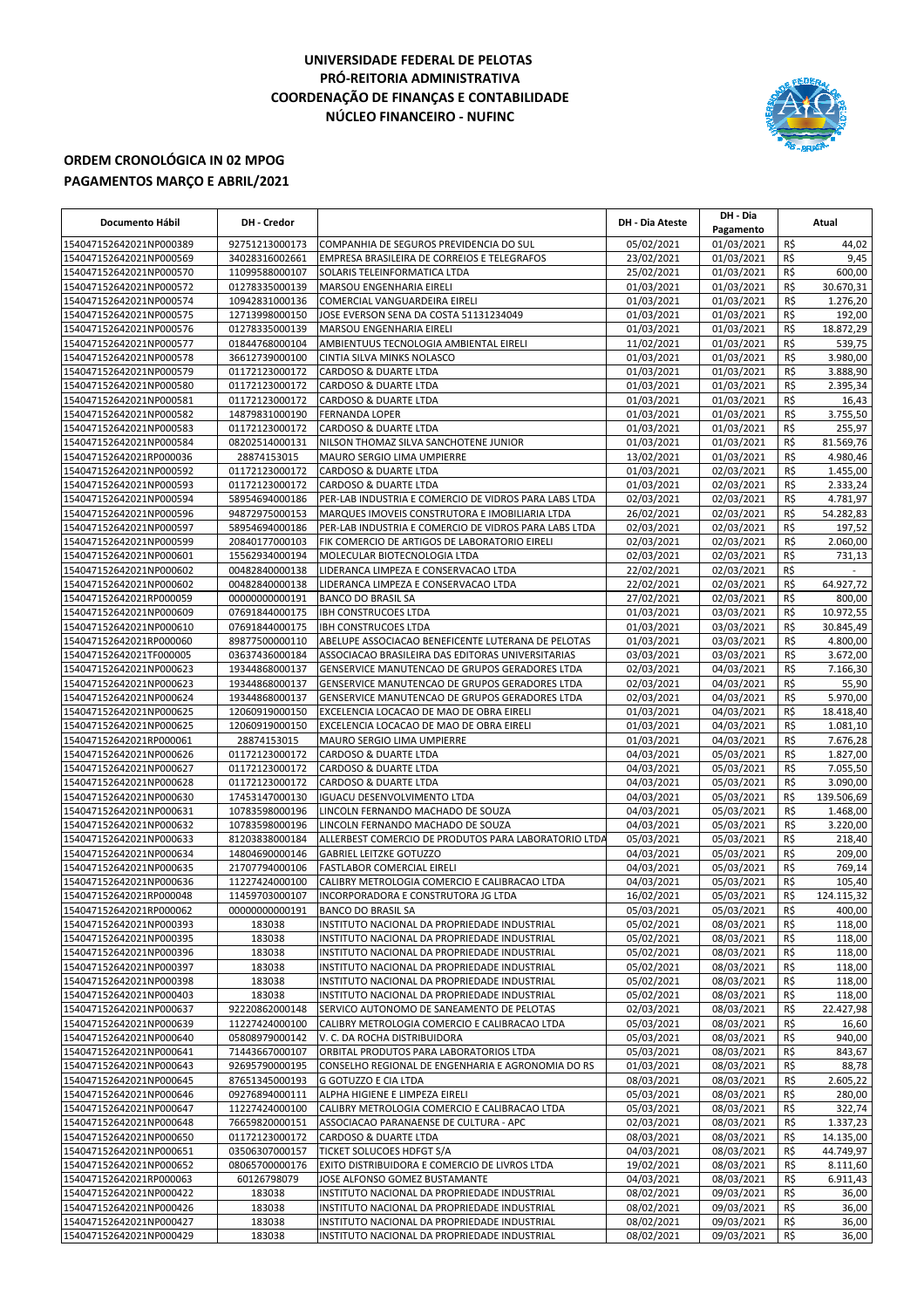**UNIVERSIDADE FEDERAL DE PELOTAS**
**PRÓ-REITORIA ADMINISTRATIVA**
**COORDENAÇÃO DE FINANÇAS E CONTABILIDADE**
**NÚCLEO FINANCEIRO - NUFINC**

## ORDEM CRONOLÓGICA IN 02 MPOG
## PAGAMENTOS MARÇO E ABRIL/2021

| Documento Hábil | DH - Credor | | DH - Dia Ateste | DH - Dia Pagamento | Atual | |
|---|---|---|---|---|---|---|
| 154047152642021NP000389 | 92751213000173 | COMPANHIA DE SEGUROS PREVIDENCIA DO SUL | 05/02/2021 | 01/03/2021 | R$ | 44,02 |
| 154047152642021NP000569 | 34028316002661 | EMPRESA BRASILEIRA DE CORREIOS E TELEGRAFOS | 23/02/2021 | 01/03/2021 | R$ | 9,45 |
| 154047152642021NP000570 | 11099588000107 | SOLARIS TELEINFORMATICA LTDA | 25/02/2021 | 01/03/2021 | R$ | 600,00 |
| 154047152642021NP000572 | 01278335000139 | MARSOU ENGENHARIA EIRELI | 01/03/2021 | 01/03/2021 | R$ | 30.670,31 |
| 154047152642021NP000574 | 10942831000136 | COMERCIAL VANGUARDEIRA EIRELI | 01/03/2021 | 01/03/2021 | R$ | 1.276,20 |
| 154047152642021NP000575 | 12713998000150 | JOSE EVERSON SENA DA COSTA 51131234049 | 01/03/2021 | 01/03/2021 | R$ | 192,00 |
| 154047152642021NP000576 | 01278335000139 | MARSOU ENGENHARIA EIRELI | 01/03/2021 | 01/03/2021 | R$ | 18.872,29 |
| 154047152642021NP000577 | 01844876000104 | AMBIENTUUS TECNOLOGIA AMBIENTAL EIRELI | 11/02/2021 | 01/03/2021 | R$ | 539,75 |
| 154047152642021NP000578 | 36612739000100 | CINTIA SILVA MINKS NOLASCO | 01/03/2021 | 01/03/2021 | R$ | 3.980,00 |
| 154047152642021NP000579 | 01172123000172 | CARDOSO & DUARTE LTDA | 01/03/2021 | 01/03/2021 | R$ | 3.888,90 |
| 154047152642021NP000580 | 01172123000172 | CARDOSO & DUARTE LTDA | 01/03/2021 | 01/03/2021 | R$ | 2.395,34 |
| 154047152642021NP000581 | 01172123000172 | CARDOSO & DUARTE LTDA | 01/03/2021 | 01/03/2021 | R$ | 16,43 |
| 154047152642021NP000582 | 14879831000190 | FERNANDA LOPER | 01/03/2021 | 01/03/2021 | R$ | 3.755,50 |
| 154047152642021NP000583 | 01172123000172 | CARDOSO & DUARTE LTDA | 01/03/2021 | 01/03/2021 | R$ | 255,97 |
| 154047152642021NP000584 | 08202514000131 | NILSON THOMAZ SILVA SANCHOTENE JUNIOR | 01/03/2021 | 01/03/2021 | R$ | 81.569,76 |
| 154047152642021RP000036 | 28874153015 | MAURO SERGIO LIMA UMPIERRE | 13/02/2021 | 01/03/2021 | R$ | 4.980,46 |
| 154047152642021NP000592 | 01172123000172 | CARDOSO & DUARTE LTDA | 01/03/2021 | 02/03/2021 | R$ | 1.455,00 |
| 154047152642021NP000593 | 01172123000172 | CARDOSO & DUARTE LTDA | 01/03/2021 | 02/03/2021 | R$ | 2.333,24 |
| 154047152642021NP000594 | 58954694000186 | PER-LAB INDUSTRIA E COMERCIO DE VIDROS PARA LABS LTDA | 02/03/2021 | 02/03/2021 | R$ | 4.781,97 |
| 154047152642021NP000596 | 94872975000153 | MARQUES IMOVEIS CONSTRUTORA E IMOBILIARIA LTDA | 26/02/2021 | 02/03/2021 | R$ | 54.282,83 |
| 154047152642021NP000597 | 58954694000186 | PER-LAB INDUSTRIA E COMERCIO DE VIDROS PARA LABS LTDA | 02/03/2021 | 02/03/2021 | R$ | 197,52 |
| 154047152642021NP000599 | 20840177000103 | FIK COMERCIO DE ARTIGOS DE LABORATORIO EIRELI | 02/03/2021 | 02/03/2021 | R$ | 2.060,00 |
| 154047152642021NP000601 | 15562934000194 | MOLECULAR BIOTECNOLOGIA LTDA | 02/03/2021 | 02/03/2021 | R$ | 731,13 |
| 154047152642021NP000602 | 00482840000138 | LIDERANCA LIMPEZA E CONSERVACAO LTDA | 22/02/2021 | 02/03/2021 | R$ | - |
| 154047152642021NP000602 | 00482840000138 | LIDERANCA LIMPEZA E CONSERVACAO LTDA | 22/02/2021 | 02/03/2021 | R$ | 64.927,72 |
| 154047152642021RP000059 | 00000000000191 | BANCO DO BRASIL SA | 27/02/2021 | 02/03/2021 | R$ | 800,00 |
| 154047152642021NP000609 | 07691844000175 | IBH CONSTRUCOES LTDA | 01/03/2021 | 03/03/2021 | R$ | 10.972,55 |
| 154047152642021NP000610 | 07691844000175 | IBH CONSTRUCOES LTDA | 01/03/2021 | 03/03/2021 | R$ | 30.845,49 |
| 154047152642021RP000060 | 89877500000110 | ABELUPE ASSOCIACAO BENEFICENTE LUTERANA DE PELOTAS | 01/03/2021 | 03/03/2021 | R$ | 4.800,00 |
| 154047152642021TF000005 | 03637436000184 | ASSOCIACAO BRASILEIRA DAS EDITORAS UNIVERSITARIAS | 03/03/2021 | 03/03/2021 | R$ | 3.672,00 |
| 154047152642021NP000623 | 19344868000137 | GENSERVICE MANUTENCAO DE GRUPOS GERADORES LTDA | 02/03/2021 | 04/03/2021 | R$ | 7.166,30 |
| 154047152642021NP000623 | 19344868000137 | GENSERVICE MANUTENCAO DE GRUPOS GERADORES LTDA | 02/03/2021 | 04/03/2021 | R$ | 55,90 |
| 154047152642021NP000624 | 19344868000137 | GENSERVICE MANUTENCAO DE GRUPOS GERADORES LTDA | 02/03/2021 | 04/03/2021 | R$ | 5.970,00 |
| 154047152642021NP000625 | 12060919000150 | EXCELENCIA LOCACAO DE MAO DE OBRA EIRELI | 01/03/2021 | 04/03/2021 | R$ | 18.418,40 |
| 154047152642021NP000625 | 12060919000150 | EXCELENCIA LOCACAO DE MAO DE OBRA EIRELI | 01/03/2021 | 04/03/2021 | R$ | 1.081,10 |
| 154047152642021RP000061 | 28874153015 | MAURO SERGIO LIMA UMPIERRE | 01/03/2021 | 04/03/2021 | R$ | 7.676,28 |
| 154047152642021NP000626 | 01172123000172 | CARDOSO & DUARTE LTDA | 04/03/2021 | 05/03/2021 | R$ | 1.827,00 |
| 154047152642021NP000627 | 01172123000172 | CARDOSO & DUARTE LTDA | 04/03/2021 | 05/03/2021 | R$ | 7.055,50 |
| 154047152642021NP000628 | 01172123000172 | CARDOSO & DUARTE LTDA | 04/03/2021 | 05/03/2021 | R$ | 3.090,00 |
| 154047152642021NP000630 | 17453147000130 | IGUACU DESENVOLVIMENTO LTDA | 04/03/2021 | 05/03/2021 | R$ | 139.506,69 |
| 154047152642021NP000631 | 10783598000196 | LINCOLN FERNANDO MACHADO DE SOUZA | 04/03/2021 | 05/03/2021 | R$ | 1.468,00 |
| 154047152642021NP000632 | 10783598000196 | LINCOLN FERNANDO MACHADO DE SOUZA | 04/03/2021 | 05/03/2021 | R$ | 3.220,00 |
| 154047152642021NP000633 | 81203838000184 | ALLERBEST COMERCIO DE PRODUTOS PARA LABORATORIO LTDA | 05/03/2021 | 05/03/2021 | R$ | 218,40 |
| 154047152642021NP000634 | 14804690000146 | GABRIEL LEITZKE GOTUZZO | 04/03/2021 | 05/03/2021 | R$ | 209,00 |
| 154047152642021NP000635 | 21707794000106 | FASTLABOR COMERCIAL EIRELI | 04/03/2021 | 05/03/2021 | R$ | 769,14 |
| 154047152642021NP000636 | 11227424000100 | CALIBRY METROLOGIA COMERCIO E CALIBRACAO LTDA | 04/03/2021 | 05/03/2021 | R$ | 105,40 |
| 154047152642021RP000048 | 11459703000107 | INCORPORADORA E CONSTRUTORA JG LTDA | 16/02/2021 | 05/03/2021 | R$ | 124.115,32 |
| 154047152642021RP000062 | 00000000000191 | BANCO DO BRASIL SA | 05/03/2021 | 05/03/2021 | R$ | 400,00 |
| 154047152642021NP000393 | 183038 | INSTITUTO NACIONAL DA PROPRIEDADE INDUSTRIAL | 05/02/2021 | 08/03/2021 | R$ | 118,00 |
| 154047152642021NP000395 | 183038 | INSTITUTO NACIONAL DA PROPRIEDADE INDUSTRIAL | 05/02/2021 | 08/03/2021 | R$ | 118,00 |
| 154047152642021NP000396 | 183038 | INSTITUTO NACIONAL DA PROPRIEDADE INDUSTRIAL | 05/02/2021 | 08/03/2021 | R$ | 118,00 |
| 154047152642021NP000397 | 183038 | INSTITUTO NACIONAL DA PROPRIEDADE INDUSTRIAL | 05/02/2021 | 08/03/2021 | R$ | 118,00 |
| 154047152642021NP000398 | 183038 | INSTITUTO NACIONAL DA PROPRIEDADE INDUSTRIAL | 05/02/2021 | 08/03/2021 | R$ | 118,00 |
| 154047152642021NP000403 | 183038 | INSTITUTO NACIONAL DA PROPRIEDADE INDUSTRIAL | 05/02/2021 | 08/03/2021 | R$ | 118,00 |
| 154047152642021NP000637 | 92220862000148 | SERVICO AUTONOMO DE SANEAMENTO DE PELOTAS | 02/03/2021 | 08/03/2021 | R$ | 22.427,98 |
| 154047152642021NP000639 | 11227424000100 | CALIBRY METROLOGIA COMERCIO E CALIBRACAO LTDA | 05/03/2021 | 08/03/2021 | R$ | 16,60 |
| 154047152642021NP000640 | 05808979000142 | V. C. DA ROCHA DISTRIBUIDORA | 05/03/2021 | 08/03/2021 | R$ | 940,00 |
| 154047152642021NP000641 | 71443667000107 | ORBITAL PRODUTOS PARA LABORATORIOS LTDA | 05/03/2021 | 08/03/2021 | R$ | 843,67 |
| 154047152642021NP000643 | 92695790000195 | CONSELHO REGIONAL DE ENGENHARIA E AGRONOMIA DO RS | 01/03/2021 | 08/03/2021 | R$ | 88,78 |
| 154047152642021NP000645 | 87651345000193 | G GOTUZZO E CIA LTDA | 08/03/2021 | 08/03/2021 | R$ | 2.605,22 |
| 154047152642021NP000646 | 09276894000111 | ALPHA HIGIENE E LIMPEZA EIRELI | 05/03/2021 | 08/03/2021 | R$ | 280,00 |
| 154047152642021NP000647 | 11227424000100 | CALIBRY METROLOGIA COMERCIO E CALIBRACAO LTDA | 05/03/2021 | 08/03/2021 | R$ | 322,74 |
| 154047152642021NP000648 | 76659820000151 | ASSOCIACAO PARANAENSE DE CULTURA - APC | 02/03/2021 | 08/03/2021 | R$ | 1.337,23 |
| 154047152642021NP000650 | 01172123000172 | CARDOSO & DUARTE LTDA | 08/03/2021 | 08/03/2021 | R$ | 14.135,00 |
| 154047152642021NP000651 | 03506307000157 | TICKET SOLUCOES HDFGT S/A | 04/03/2021 | 08/03/2021 | R$ | 44.749,97 |
| 154047152642021NP000652 | 08065700000176 | EXITO DISTRIBUIDORA E COMERCIO DE LIVROS LTDA | 19/02/2021 | 08/03/2021 | R$ | 8.111,60 |
| 154047152642021RP000063 | 60126798079 | JOSE ALFONSO GOMEZ BUSTAMANTE | 04/03/2021 | 08/03/2021 | R$ | 6.911,43 |
| 154047152642021NP000422 | 183038 | INSTITUTO NACIONAL DA PROPRIEDADE INDUSTRIAL | 08/02/2021 | 09/03/2021 | R$ | 36,00 |
| 154047152642021NP000426 | 183038 | INSTITUTO NACIONAL DA PROPRIEDADE INDUSTRIAL | 08/02/2021 | 09/03/2021 | R$ | 36,00 |
| 154047152642021NP000427 | 183038 | INSTITUTO NACIONAL DA PROPRIEDADE INDUSTRIAL | 08/02/2021 | 09/03/2021 | R$ | 36,00 |
| 154047152642021NP000429 | 183038 | INSTITUTO NACIONAL DA PROPRIEDADE INDUSTRIAL | 08/02/2021 | 09/03/2021 | R$ | 36,00 |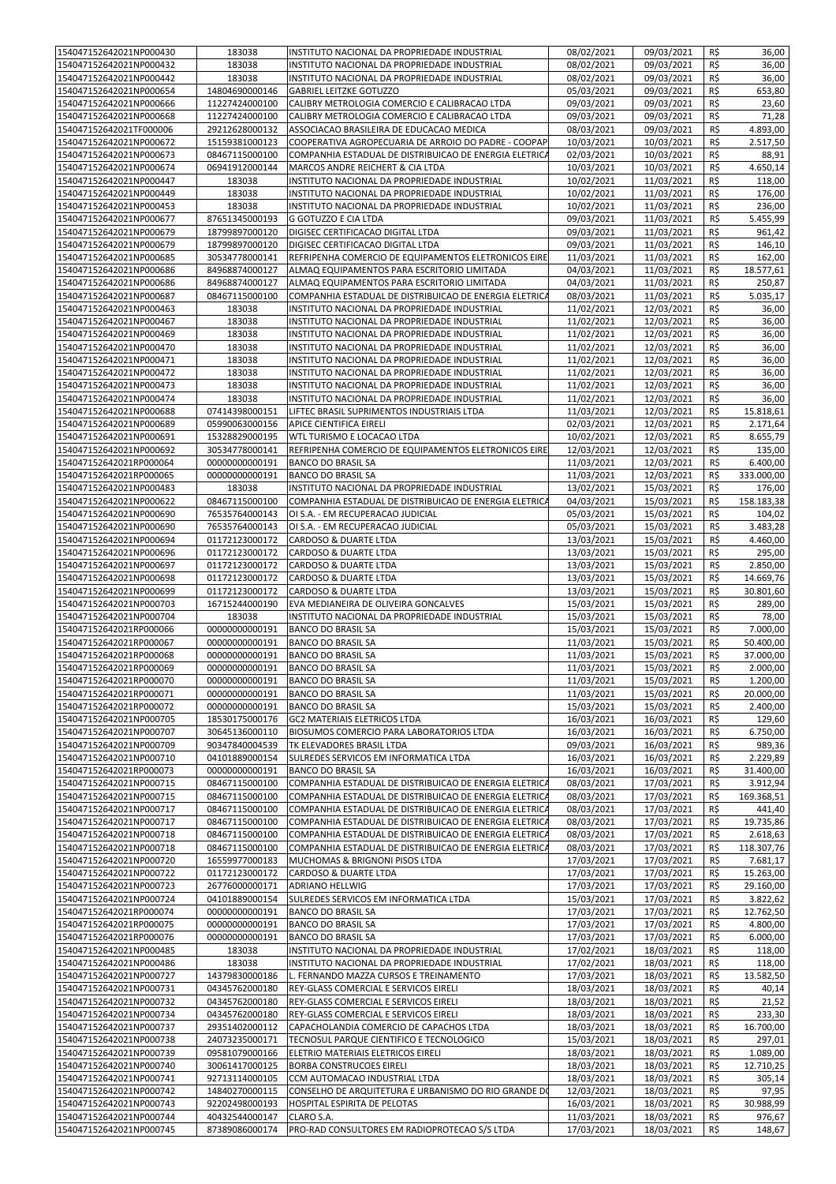| | | | | | | |
|---|---|---|---|---|---|---|
| 154047152642021NP000430 | 183038 | INSTITUTO NACIONAL DA PROPRIEDADE INDUSTRIAL | 08/02/2021 | 09/03/2021 | R$ | 36,00 |
| 154047152642021NP000432 | 183038 | INSTITUTO NACIONAL DA PROPRIEDADE INDUSTRIAL | 08/02/2021 | 09/03/2021 | R$ | 36,00 |
| 154047152642021NP000442 | 183038 | INSTITUTO NACIONAL DA PROPRIEDADE INDUSTRIAL | 08/02/2021 | 09/03/2021 | R$ | 36,00 |
| 154047152642021NP000654 | 14804690000146 | GABRIEL LEITZKE GOTUZZO | 05/03/2021 | 09/03/2021 | R$ | 653,80 |
| 154047152642021NP000666 | 11227424000100 | CALIBRY METROLOGIA COMERCIO E CALIBRACAO LTDA | 09/03/2021 | 09/03/2021 | R$ | 23,60 |
| 154047152642021NP000668 | 11227424000100 | CALIBRY METROLOGIA COMERCIO E CALIBRACAO LTDA | 09/03/2021 | 09/03/2021 | R$ | 71,28 |
| 154047152642021TF000006 | 29212628000132 | ASSOCIACAO BRASILEIRA DE EDUCACAO MEDICA | 08/03/2021 | 09/03/2021 | R$ | 4.893,00 |
| 154047152642021NP000672 | 15159381000123 | COOPERATIVA AGROPECUARIA DE ARROIO DO PADRE - COOPAP | 10/03/2021 | 10/03/2021 | R$ | 2.517,50 |
| 154047152642021NP000673 | 08467115000100 | COMPANHIA ESTADUAL DE DISTRIBUICAO DE ENERGIA ELETRICA | 02/03/2021 | 10/03/2021 | R$ | 88,91 |
| 154047152642021NP000674 | 06941912000144 | MARCOS ANDRE REICHERT & CIA LTDA | 10/03/2021 | 10/03/2021 | R$ | 4.650,14 |
| 154047152642021NP000447 | 183038 | INSTITUTO NACIONAL DA PROPRIEDADE INDUSTRIAL | 10/02/2021 | 11/03/2021 | R$ | 118,00 |
| 154047152642021NP000449 | 183038 | INSTITUTO NACIONAL DA PROPRIEDADE INDUSTRIAL | 10/02/2021 | 11/03/2021 | R$ | 176,00 |
| 154047152642021NP000453 | 183038 | INSTITUTO NACIONAL DA PROPRIEDADE INDUSTRIAL | 10/02/2021 | 11/03/2021 | R$ | 236,00 |
| 154047152642021NP000677 | 87651345000193 | G GOTUZZO E CIA LTDA | 09/03/2021 | 11/03/2021 | R$ | 5.455,99 |
| 154047152642021NP000679 | 18799897000120 | DIGISEC CERTIFICACAO DIGITAL LTDA | 09/03/2021 | 11/03/2021 | R$ | 961,42 |
| 154047152642021NP000679 | 18799897000120 | DIGISEC CERTIFICACAO DIGITAL LTDA | 09/03/2021 | 11/03/2021 | R$ | 146,10 |
| 154047152642021NP000685 | 30534778000141 | REFRIPENHA COMERCIO DE EQUIPAMENTOS ELETRONICOS EIRE | 11/03/2021 | 11/03/2021 | R$ | 162,00 |
| 154047152642021NP000686 | 84968874000127 | ALMAQ EQUIPAMENTOS PARA ESCRITORIO LIMITADA | 04/03/2021 | 11/03/2021 | R$ | 18.577,61 |
| 154047152642021NP000686 | 84968874000127 | ALMAQ EQUIPAMENTOS PARA ESCRITORIO LIMITADA | 04/03/2021 | 11/03/2021 | R$ | 250,87 |
| 154047152642021NP000687 | 08467115000100 | COMPANHIA ESTADUAL DE DISTRIBUICAO DE ENERGIA ELETRICA | 08/03/2021 | 11/03/2021 | R$ | 5.035,17 |
| 154047152642021NP000463 | 183038 | INSTITUTO NACIONAL DA PROPRIEDADE INDUSTRIAL | 11/02/2021 | 12/03/2021 | R$ | 36,00 |
| 154047152642021NP000467 | 183038 | INSTITUTO NACIONAL DA PROPRIEDADE INDUSTRIAL | 11/02/2021 | 12/03/2021 | R$ | 36,00 |
| 154047152642021NP000469 | 183038 | INSTITUTO NACIONAL DA PROPRIEDADE INDUSTRIAL | 11/02/2021 | 12/03/2021 | R$ | 36,00 |
| 154047152642021NP000470 | 183038 | INSTITUTO NACIONAL DA PROPRIEDADE INDUSTRIAL | 11/02/2021 | 12/03/2021 | R$ | 36,00 |
| 154047152642021NP000471 | 183038 | INSTITUTO NACIONAL DA PROPRIEDADE INDUSTRIAL | 11/02/2021 | 12/03/2021 | R$ | 36,00 |
| 154047152642021NP000472 | 183038 | INSTITUTO NACIONAL DA PROPRIEDADE INDUSTRIAL | 11/02/2021 | 12/03/2021 | R$ | 36,00 |
| 154047152642021NP000473 | 183038 | INSTITUTO NACIONAL DA PROPRIEDADE INDUSTRIAL | 11/02/2021 | 12/03/2021 | R$ | 36,00 |
| 154047152642021NP000474 | 183038 | INSTITUTO NACIONAL DA PROPRIEDADE INDUSTRIAL | 11/02/2021 | 12/03/2021 | R$ | 36,00 |
| 154047152642021NP000688 | 07414398000151 | LIFTEC BRASIL SUPRIMENTOS INDUSTRIAIS LTDA | 11/03/2021 | 12/03/2021 | R$ | 15.818,61 |
| 154047152642021NP000689 | 05990063000156 | APICE CIENTIFICA EIRELI | 02/03/2021 | 12/03/2021 | R$ | 2.171,64 |
| 154047152642021NP000691 | 15328829000195 | WTL TURISMO E LOCACAO LTDA | 10/02/2021 | 12/03/2021 | R$ | 8.655,79 |
| 154047152642021NP000692 | 30534778000141 | REFRIPENHA COMERCIO DE EQUIPAMENTOS ELETRONICOS EIRE | 12/03/2021 | 12/03/2021 | R$ | 135,00 |
| 154047152642021RP000064 | 00000000000191 | BANCO DO BRASIL SA | 11/03/2021 | 12/03/2021 | R$ | 6.400,00 |
| 154047152642021RP000065 | 00000000000191 | BANCO DO BRASIL SA | 11/03/2021 | 12/03/2021 | R$ | 333.000,00 |
| 154047152642021NP000483 | 183038 | INSTITUTO NACIONAL DA PROPRIEDADE INDUSTRIAL | 13/02/2021 | 15/03/2021 | R$ | 176,00 |
| 154047152642021NP000622 | 08467115000100 | COMPANHIA ESTADUAL DE DISTRIBUICAO DE ENERGIA ELETRICA | 04/03/2021 | 15/03/2021 | R$ | 158.183,38 |
| 154047152642021NP000690 | 76535764000143 | OI S.A. - EM RECUPERACAO JUDICIAL | 05/03/2021 | 15/03/2021 | R$ | 104,02 |
| 154047152642021NP000690 | 76535764000143 | OI S.A. - EM RECUPERACAO JUDICIAL | 05/03/2021 | 15/03/2021 | R$ | 3.483,28 |
| 154047152642021NP000694 | 01172123000172 | CARDOSO & DUARTE LTDA | 13/03/2021 | 15/03/2021 | R$ | 4.460,00 |
| 154047152642021NP000696 | 01172123000172 | CARDOSO & DUARTE LTDA | 13/03/2021 | 15/03/2021 | R$ | 295,00 |
| 154047152642021NP000697 | 01172123000172 | CARDOSO & DUARTE LTDA | 13/03/2021 | 15/03/2021 | R$ | 2.850,00 |
| 154047152642021NP000698 | 01172123000172 | CARDOSO & DUARTE LTDA | 13/03/2021 | 15/03/2021 | R$ | 14.669,76 |
| 154047152642021NP000699 | 01172123000172 | CARDOSO & DUARTE LTDA | 13/03/2021 | 15/03/2021 | R$ | 30.801,60 |
| 154047152642021NP000703 | 16715244000190 | EVA MEDIANEIRA DE OLIVEIRA GONCALVES | 15/03/2021 | 15/03/2021 | R$ | 289,00 |
| 154047152642021NP000704 | 183038 | INSTITUTO NACIONAL DA PROPRIEDADE INDUSTRIAL | 15/03/2021 | 15/03/2021 | R$ | 78,00 |
| 154047152642021RP000066 | 00000000000191 | BANCO DO BRASIL SA | 15/03/2021 | 15/03/2021 | R$ | 7.000,00 |
| 154047152642021RP000067 | 00000000000191 | BANCO DO BRASIL SA | 11/03/2021 | 15/03/2021 | R$ | 50.400,00 |
| 154047152642021RP000068 | 00000000000191 | BANCO DO BRASIL SA | 11/03/2021 | 15/03/2021 | R$ | 37.000,00 |
| 154047152642021RP000069 | 00000000000191 | BANCO DO BRASIL SA | 11/03/2021 | 15/03/2021 | R$ | 2.000,00 |
| 154047152642021RP000070 | 00000000000191 | BANCO DO BRASIL SA | 11/03/2021 | 15/03/2021 | R$ | 1.200,00 |
| 154047152642021RP000071 | 00000000000191 | BANCO DO BRASIL SA | 11/03/2021 | 15/03/2021 | R$ | 20.000,00 |
| 154047152642021RP000072 | 00000000000191 | BANCO DO BRASIL SA | 15/03/2021 | 15/03/2021 | R$ | 2.400,00 |
| 154047152642021NP000705 | 18530175000176 | GC2 MATERIAIS ELETRICOS LTDA | 16/03/2021 | 16/03/2021 | R$ | 129,60 |
| 154047152642021NP000707 | 30645136000110 | BIOSUMOS COMERCIO PARA LABORATORIOS LTDA | 16/03/2021 | 16/03/2021 | R$ | 6.750,00 |
| 154047152642021NP000709 | 90347840004539 | TK ELEVADORES BRASIL LTDA | 09/03/2021 | 16/03/2021 | R$ | 989,36 |
| 154047152642021NP000710 | 04101889000154 | SULREDES SERVICOS EM INFORMATICA LTDA | 16/03/2021 | 16/03/2021 | R$ | 2.229,89 |
| 154047152642021RP000073 | 00000000000191 | BANCO DO BRASIL SA | 16/03/2021 | 16/03/2021 | R$ | 31.400,00 |
| 154047152642021NP000715 | 08467115000100 | COMPANHIA ESTADUAL DE DISTRIBUICAO DE ENERGIA ELETRICA | 08/03/2021 | 17/03/2021 | R$ | 3.912,94 |
| 154047152642021NP000715 | 08467115000100 | COMPANHIA ESTADUAL DE DISTRIBUICAO DE ENERGIA ELETRICA | 08/03/2021 | 17/03/2021 | R$ | 169.368,51 |
| 154047152642021NP000717 | 08467115000100 | COMPANHIA ESTADUAL DE DISTRIBUICAO DE ENERGIA ELETRICA | 08/03/2021 | 17/03/2021 | R$ | 441,40 |
| 154047152642021NP000717 | 08467115000100 | COMPANHIA ESTADUAL DE DISTRIBUICAO DE ENERGIA ELETRICA | 08/03/2021 | 17/03/2021 | R$ | 19.735,86 |
| 154047152642021NP000718 | 08467115000100 | COMPANHIA ESTADUAL DE DISTRIBUICAO DE ENERGIA ELETRICA | 08/03/2021 | 17/03/2021 | R$ | 2.618,63 |
| 154047152642021NP000718 | 08467115000100 | COMPANHIA ESTADUAL DE DISTRIBUICAO DE ENERGIA ELETRICA | 08/03/2021 | 17/03/2021 | R$ | 118.307,76 |
| 154047152642021NP000720 | 16559977000183 | MUCHOMAS & BRIGNONI PISOS LTDA | 17/03/2021 | 17/03/2021 | R$ | 7.681,17 |
| 154047152642021NP000722 | 01172123000172 | CARDOSO & DUARTE LTDA | 17/03/2021 | 17/03/2021 | R$ | 15.263,00 |
| 154047152642021NP000723 | 26776000000171 | ADRIANO HELLWIG | 17/03/2021 | 17/03/2021 | R$ | 29.160,00 |
| 154047152642021NP000724 | 04101889000154 | SULREDES SERVICOS EM INFORMATICA LTDA | 15/03/2021 | 17/03/2021 | R$ | 3.822,62 |
| 154047152642021RP000074 | 00000000000191 | BANCO DO BRASIL SA | 17/03/2021 | 17/03/2021 | R$ | 12.762,50 |
| 154047152642021RP000075 | 00000000000191 | BANCO DO BRASIL SA | 17/03/2021 | 17/03/2021 | R$ | 4.800,00 |
| 154047152642021RP000076 | 00000000000191 | BANCO DO BRASIL SA | 17/03/2021 | 17/03/2021 | R$ | 6.000,00 |
| 154047152642021NP000485 | 183038 | INSTITUTO NACIONAL DA PROPRIEDADE INDUSTRIAL | 17/02/2021 | 18/03/2021 | R$ | 118,00 |
| 154047152642021NP000486 | 183038 | INSTITUTO NACIONAL DA PROPRIEDADE INDUSTRIAL | 17/02/2021 | 18/03/2021 | R$ | 118,00 |
| 154047152642021NP000727 | 14379830000186 | L. FERNANDO MAZZA CURSOS E TREINAMENTO | 17/03/2021 | 18/03/2021 | R$ | 13.582,50 |
| 154047152642021NP000731 | 04345762000180 | REY-GLASS COMERCIAL E SERVICOS EIRELI | 18/03/2021 | 18/03/2021 | R$ | 40,14 |
| 154047152642021NP000732 | 04345762000180 | REY-GLASS COMERCIAL E SERVICOS EIRELI | 18/03/2021 | 18/03/2021 | R$ | 21,52 |
| 154047152642021NP000734 | 04345762000180 | REY-GLASS COMERCIAL E SERVICOS EIRELI | 18/03/2021 | 18/03/2021 | R$ | 233,30 |
| 154047152642021NP000737 | 29351402000112 | CAPACHOLANDIA COMERCIO DE CAPACHOS LTDA | 18/03/2021 | 18/03/2021 | R$ | 16.700,00 |
| 154047152642021NP000738 | 24073235000171 | TECNOSUL PARQUE CIENTIFICO E TECNOLOGICO | 15/03/2021 | 18/03/2021 | R$ | 297,01 |
| 154047152642021NP000739 | 09581079000166 | ELETRIO MATERIAIS ELETRICOS EIRELI | 18/03/2021 | 18/03/2021 | R$ | 1.089,00 |
| 154047152642021NP000740 | 30061417000125 | BORBA CONSTRUCOES EIRELI | 18/03/2021 | 18/03/2021 | R$ | 12.710,25 |
| 154047152642021NP000741 | 92713114000105 | CCM AUTOMACAO INDUSTRIAL LTDA | 18/03/2021 | 18/03/2021 | R$ | 305,14 |
| 154047152642021NP000742 | 14840270000115 | CONSELHO DE ARQUITETURA E URBANISMO DO RIO GRANDE DO | 12/03/2021 | 18/03/2021 | R$ | 97,95 |
| 154047152642021NP000743 | 92202498000193 | HOSPITAL ESPIRITA DE PELOTAS | 16/03/2021 | 18/03/2021 | R$ | 30.988,99 |
| 154047152642021NP000744 | 40432544000147 | CLARO S.A. | 11/03/2021 | 18/03/2021 | R$ | 976,67 |
| 154047152642021NP000745 | 87389086000174 | PRO-RAD CONSULTORES EM RADIOPROTECAO S/S LTDA | 17/03/2021 | 18/03/2021 | R$ | 148,67 |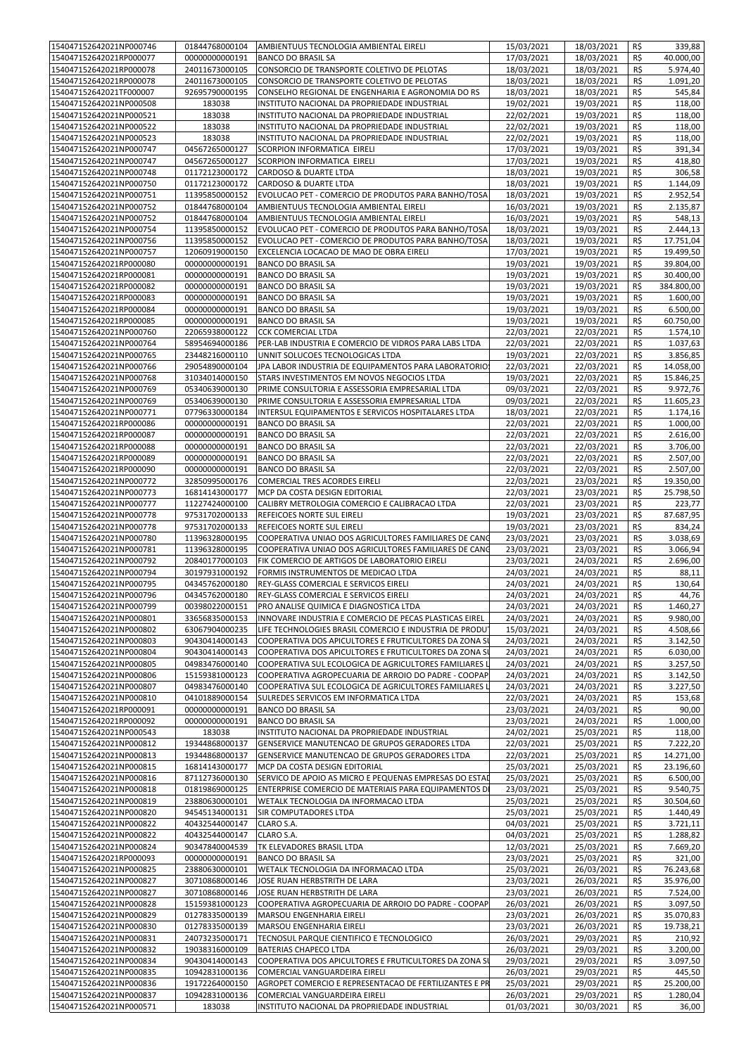| | | | | | | |
|---|---|---|---|---|---|---|
| 154047152642021NP000746 | 01844768000104 | AMBIENTUUS TECNOLOGIA AMBIENTAL EIRELI | 15/03/2021 | 18/03/2021 | R$ | 339,88 |
| 154047152642021RP000077 | 00000000000191 | BANCO DO BRASIL SA | 17/03/2021 | 18/03/2021 | R$ | 40.000,00 |
| 154047152642021RP000078 | 24011673000105 | CONSORCIO DE TRANSPORTE COLETIVO DE PELOTAS | 18/03/2021 | 18/03/2021 | R$ | 5.974,40 |
| 154047152642021RP000078 | 24011673000105 | CONSORCIO DE TRANSPORTE COLETIVO DE PELOTAS | 18/03/2021 | 18/03/2021 | R$ | 1.091,20 |
| 154047152642021TF000007 | 92695790000195 | CONSELHO REGIONAL DE ENGENHARIA E AGRONOMIA DO RS | 18/03/2021 | 18/03/2021 | R$ | 545,84 |
| 154047152642021NP000508 | 183038 | INSTITUTO NACIONAL DA PROPRIEDADE INDUSTRIAL | 19/02/2021 | 19/03/2021 | R$ | 118,00 |
| 154047152642021NP000521 | 183038 | INSTITUTO NACIONAL DA PROPRIEDADE INDUSTRIAL | 22/02/2021 | 19/03/2021 | R$ | 118,00 |
| 154047152642021NP000522 | 183038 | INSTITUTO NACIONAL DA PROPRIEDADE INDUSTRIAL | 22/02/2021 | 19/03/2021 | R$ | 118,00 |
| 154047152642021NP000523 | 183038 | INSTITUTO NACIONAL DA PROPRIEDADE INDUSTRIAL | 22/02/2021 | 19/03/2021 | R$ | 118,00 |
| 154047152642021NP000747 | 04567265000127 | SCORPION INFORMATICA EIRELI | 17/03/2021 | 19/03/2021 | R$ | 391,34 |
| 154047152642021NP000747 | 04567265000127 | SCORPION INFORMATICA EIRELI | 17/03/2021 | 19/03/2021 | R$ | 418,80 |
| 154047152642021NP000748 | 01172123000172 | CARDOSO & DUARTE LTDA | 18/03/2021 | 19/03/2021 | R$ | 306,58 |
| 154047152642021NP000750 | 01172123000172 | CARDOSO & DUARTE LTDA | 18/03/2021 | 19/03/2021 | R$ | 1.144,09 |
| 154047152642021NP000751 | 11395850000152 | EVOLUCAO PET - COMERCIO DE PRODUTOS PARA BANHO/TOSA | 18/03/2021 | 19/03/2021 | R$ | 2.952,54 |
| 154047152642021NP000752 | 01844768000104 | AMBIENTUUS TECNOLOGIA AMBIENTAL EIRELI | 16/03/2021 | 19/03/2021 | R$ | 2.135,87 |
| 154047152642021NP000752 | 01844768000104 | AMBIENTUUS TECNOLOGIA AMBIENTAL EIRELI | 16/03/2021 | 19/03/2021 | R$ | 548,13 |
| 154047152642021NP000754 | 11395850000152 | EVOLUCAO PET - COMERCIO DE PRODUTOS PARA BANHO/TOSA | 18/03/2021 | 19/03/2021 | R$ | 2.444,13 |
| 154047152642021NP000756 | 11395850000152 | EVOLUCAO PET - COMERCIO DE PRODUTOS PARA BANHO/TOSA | 18/03/2021 | 19/03/2021 | R$ | 17.751,04 |
| 154047152642021NP000757 | 12060919000150 | EXCELENCIA LOCACAO DE MAO DE OBRA EIRELI | 17/03/2021 | 19/03/2021 | R$ | 19.499,50 |
| 154047152642021RP000080 | 00000000000191 | BANCO DO BRASIL SA | 19/03/2021 | 19/03/2021 | R$ | 39.804,00 |
| 154047152642021RP000081 | 00000000000191 | BANCO DO BRASIL SA | 19/03/2021 | 19/03/2021 | R$ | 30.400,00 |
| 154047152642021RP000082 | 00000000000191 | BANCO DO BRASIL SA | 19/03/2021 | 19/03/2021 | R$ | 384.800,00 |
| 154047152642021RP000083 | 00000000000191 | BANCO DO BRASIL SA | 19/03/2021 | 19/03/2021 | R$ | 1.600,00 |
| 154047152642021RP000084 | 00000000000191 | BANCO DO BRASIL SA | 19/03/2021 | 19/03/2021 | R$ | 6.500,00 |
| 154047152642021RP000085 | 00000000000191 | BANCO DO BRASIL SA | 19/03/2021 | 19/03/2021 | R$ | 60.750,00 |
| 154047152642021NP000760 | 22065938000122 | CCK COMERCIAL LTDA | 22/03/2021 | 22/03/2021 | R$ | 1.574,10 |
| 154047152642021NP000764 | 58954694000186 | PER-LAB INDUSTRIA E COMERCIO DE VIDROS PARA LABS LTDA | 22/03/2021 | 22/03/2021 | R$ | 1.037,63 |
| 154047152642021NP000765 | 23448216000110 | UNNIT SOLUCOES TECNOLOGICAS LTDA | 19/03/2021 | 22/03/2021 | R$ | 3.856,85 |
| 154047152642021NP000766 | 29054890000104 | JPA LABOR INDUSTRIA DE EQUIPAMENTOS PARA LABORATORIO | 22/03/2021 | 22/03/2021 | R$ | 14.058,00 |
| 154047152642021NP000768 | 31034014000150 | STARS INVESTIMENTOS EM NOVOS NEGOCIOS LTDA | 19/03/2021 | 22/03/2021 | R$ | 15.846,25 |
| 154047152642021NP000769 | 05340639000130 | PRIME CONSULTORIA E ASSESSORIA EMPRESARIAL LTDA | 09/03/2021 | 22/03/2021 | R$ | 9.972,76 |
| 154047152642021NP000769 | 05340639000130 | PRIME CONSULTORIA E ASSESSORIA EMPRESARIAL LTDA | 09/03/2021 | 22/03/2021 | R$ | 11.605,23 |
| 154047152642021NP000771 | 07796330000184 | INTERSUL EQUIPAMENTOS E SERVICOS HOSPITALARES LTDA | 18/03/2021 | 22/03/2021 | R$ | 1.174,16 |
| 154047152642021RP000086 | 00000000000191 | BANCO DO BRASIL SA | 22/03/2021 | 22/03/2021 | R$ | 1.000,00 |
| 154047152642021RP000087 | 00000000000191 | BANCO DO BRASIL SA | 22/03/2021 | 22/03/2021 | R$ | 2.616,00 |
| 154047152642021RP000088 | 00000000000191 | BANCO DO BRASIL SA | 22/03/2021 | 22/03/2021 | R$ | 3.706,00 |
| 154047152642021RP000089 | 00000000000191 | BANCO DO BRASIL SA | 22/03/2021 | 22/03/2021 | R$ | 2.507,00 |
| 154047152642021RP000090 | 00000000000191 | BANCO DO BRASIL SA | 22/03/2021 | 22/03/2021 | R$ | 2.507,00 |
| 154047152642021NP000772 | 32850995000176 | COMERCIAL TRES ACORDES EIRELI | 22/03/2021 | 23/03/2021 | R$ | 19.350,00 |
| 154047152642021NP000773 | 16814143000177 | MCP DA COSTA DESIGN EDITORIAL | 22/03/2021 | 23/03/2021 | R$ | 25.798,50 |
| 154047152642021NP000777 | 11227424000100 | CALIBRY METROLOGIA COMERCIO E CALIBRACAO LTDA | 22/03/2021 | 23/03/2021 | R$ | 223,77 |
| 154047152642021NP000778 | 97531702000133 | REFEICOES NORTE SUL EIRELI | 19/03/2021 | 23/03/2021 | R$ | 87.687,95 |
| 154047152642021NP000778 | 97531702000133 | REFEICOES NORTE SUL EIRELI | 19/03/2021 | 23/03/2021 | R$ | 834,24 |
| 154047152642021NP000780 | 11396328000195 | COOPERATIVA UNIAO DOS AGRICULTORES FAMILIARES DE CANG | 23/03/2021 | 23/03/2021 | R$ | 3.038,69 |
| 154047152642021NP000781 | 11396328000195 | COOPERATIVA UNIAO DOS AGRICULTORES FAMILIARES DE CANG | 23/03/2021 | 23/03/2021 | R$ | 3.066,94 |
| 154047152642021NP000792 | 20840177000103 | FIK COMERCIO DE ARTIGOS DE LABORATORIO EIRELI | 23/03/2021 | 24/03/2021 | R$ | 2.696,00 |
| 154047152642021NP000794 | 30197931000192 | FORMIS INSTRUMENTOS DE MEDICAO LTDA | 24/03/2021 | 24/03/2021 | R$ | 88,11 |
| 154047152642021NP000795 | 04345762000180 | REY-GLASS COMERCIAL E SERVICOS EIRELI | 24/03/2021 | 24/03/2021 | R$ | 130,64 |
| 154047152642021NP000796 | 04345762000180 | REY-GLASS COMERCIAL E SERVICOS EIRELI | 24/03/2021 | 24/03/2021 | R$ | 44,76 |
| 154047152642021NP000799 | 00398022000151 | PRO ANALISE QUIMICA E DIAGNOSTICA LTDA | 24/03/2021 | 24/03/2021 | R$ | 1.460,27 |
| 154047152642021NP000801 | 33656835000153 | INNOVARE INDUSTRIA E COMERCIO DE PECAS PLASTICAS EIREL | 24/03/2021 | 24/03/2021 | R$ | 9.980,00 |
| 154047152642021NP000802 | 63067904000235 | LIFE TECHNOLOGIES BRASIL COMERCIO E INDUSTRIA DE PRODU | 15/03/2021 | 24/03/2021 | R$ | 4.508,66 |
| 154047152642021NP000803 | 90430414000143 | COOPERATIVA DOS APICULTORES E FRUTICULTORES DA ZONA SU | 24/03/2021 | 24/03/2021 | R$ | 3.142,50 |
| 154047152642021NP000804 | 90430414000143 | COOPERATIVA DOS APICULTORES E FRUTICULTORES DA ZONA SU | 24/03/2021 | 24/03/2021 | R$ | 6.030,00 |
| 154047152642021NP000805 | 04983476000140 | COOPERATIVA SUL ECOLOGICA DE AGRICULTORES FAMILIARES L | 24/03/2021 | 24/03/2021 | R$ | 3.257,50 |
| 154047152642021NP000806 | 15159381000123 | COOPERATIVA AGROPECUARIA DE ARROIO DO PADRE - COOPAP | 24/03/2021 | 24/03/2021 | R$ | 3.142,50 |
| 154047152642021NP000807 | 04983476000140 | COOPERATIVA SUL ECOLOGICA DE AGRICULTORES FAMILIARES L | 24/03/2021 | 24/03/2021 | R$ | 3.227,50 |
| 154047152642021NP000810 | 04101889000154 | SULREDES SERVICOS EM INFORMATICA LTDA | 22/03/2021 | 24/03/2021 | R$ | 153,68 |
| 154047152642021RP000091 | 00000000000191 | BANCO DO BRASIL SA | 23/03/2021 | 24/03/2021 | R$ | 90,00 |
| 154047152642021RP000092 | 00000000000191 | BANCO DO BRASIL SA | 23/03/2021 | 24/03/2021 | R$ | 1.000,00 |
| 154047152642021NP000543 | 183038 | INSTITUTO NACIONAL DA PROPRIEDADE INDUSTRIAL | 24/02/2021 | 25/03/2021 | R$ | 118,00 |
| 154047152642021NP000812 | 19344868000137 | GENSERVICE MANUTENCAO DE GRUPOS GERADORES LTDA | 22/03/2021 | 25/03/2021 | R$ | 7.222,20 |
| 154047152642021NP000813 | 19344868000137 | GENSERVICE MANUTENCAO DE GRUPOS GERADORES LTDA | 22/03/2021 | 25/03/2021 | R$ | 14.271,00 |
| 154047152642021NP000815 | 16814143000177 | MCP DA COSTA DESIGN EDITORIAL | 25/03/2021 | 25/03/2021 | R$ | 23.196,60 |
| 154047152642021NP000816 | 87112736000130 | SERVICO DE APOIO AS MICRO E PEQUENAS EMPRESAS DO ESTAD | 25/03/2021 | 25/03/2021 | R$ | 6.500,00 |
| 154047152642021NP000818 | 01819869000125 | ENTERPRISE COMERCIO DE MATERIAIS PARA EQUIPAMENTOS DI | 23/03/2021 | 25/03/2021 | R$ | 9.540,75 |
| 154047152642021NP000819 | 23880630000101 | WETALK TECNOLOGIA DA INFORMACAO LTDA | 25/03/2021 | 25/03/2021 | R$ | 30.504,60 |
| 154047152642021NP000820 | 94545134000131 | SIR COMPUTADORES LTDA | 25/03/2021 | 25/03/2021 | R$ | 1.440,49 |
| 154047152642021NP000822 | 40432544000147 | CLARO S.A. | 04/03/2021 | 25/03/2021 | R$ | 3.721,11 |
| 154047152642021NP000822 | 40432544000147 | CLARO S.A. | 04/03/2021 | 25/03/2021 | R$ | 1.288,82 |
| 154047152642021NP000824 | 90347840004539 | TK ELEVADORES BRASIL LTDA | 12/03/2021 | 25/03/2021 | R$ | 7.669,20 |
| 154047152642021RP000093 | 00000000000191 | BANCO DO BRASIL SA | 23/03/2021 | 25/03/2021 | R$ | 321,00 |
| 154047152642021NP000825 | 23880630000101 | WETALK TECNOLOGIA DA INFORMACAO LTDA | 25/03/2021 | 26/03/2021 | R$ | 76.243,68 |
| 154047152642021NP000827 | 30710868000146 | JOSE RUAN HERBSTRITH DE LARA | 23/03/2021 | 26/03/2021 | R$ | 35.976,00 |
| 154047152642021NP000827 | 30710868000146 | JOSE RUAN HERBSTRITH DE LARA | 23/03/2021 | 26/03/2021 | R$ | 7.524,00 |
| 154047152642021NP000828 | 15159381000123 | COOPERATIVA AGROPECUARIA DE ARROIO DO PADRE - COOPAP | 26/03/2021 | 26/03/2021 | R$ | 3.097,50 |
| 154047152642021NP000829 | 01278335000139 | MARSOU ENGENHARIA EIRELI | 23/03/2021 | 26/03/2021 | R$ | 35.070,83 |
| 154047152642021NP000830 | 01278335000139 | MARSOU ENGENHARIA EIRELI | 23/03/2021 | 26/03/2021 | R$ | 19.738,21 |
| 154047152642021NP000831 | 24073235000171 | TECNOSUL PARQUE CIENTIFICO E TECNOLOGICO | 26/03/2021 | 29/03/2021 | R$ | 210,92 |
| 154047152642021NP000832 | 19038316000109 | BATERIAS CHAPECO LTDA | 26/03/2021 | 29/03/2021 | R$ | 3.200,00 |
| 154047152642021NP000834 | 90430414000143 | COOPERATIVA DOS APICULTORES E FRUTICULTORES DA ZONA SU | 29/03/2021 | 29/03/2021 | R$ | 3.097,50 |
| 154047152642021NP000835 | 10942831000136 | COMERCIAL VANGUARDEIRA EIRELI | 26/03/2021 | 29/03/2021 | R$ | 445,50 |
| 154047152642021NP000836 | 19172264000150 | AGROPET COMERCIO E REPRESENTACAO DE FERTILIZANTES E PR | 25/03/2021 | 29/03/2021 | R$ | 25.200,00 |
| 154047152642021NP000837 | 10942831000136 | COMERCIAL VANGUARDEIRA EIRELI | 26/03/2021 | 29/03/2021 | R$ | 1.280,04 |
| 154047152642021NP000571 | 183038 | INSTITUTO NACIONAL DA PROPRIEDADE INDUSTRIAL | 01/03/2021 | 30/03/2021 | R$ | 36,00 |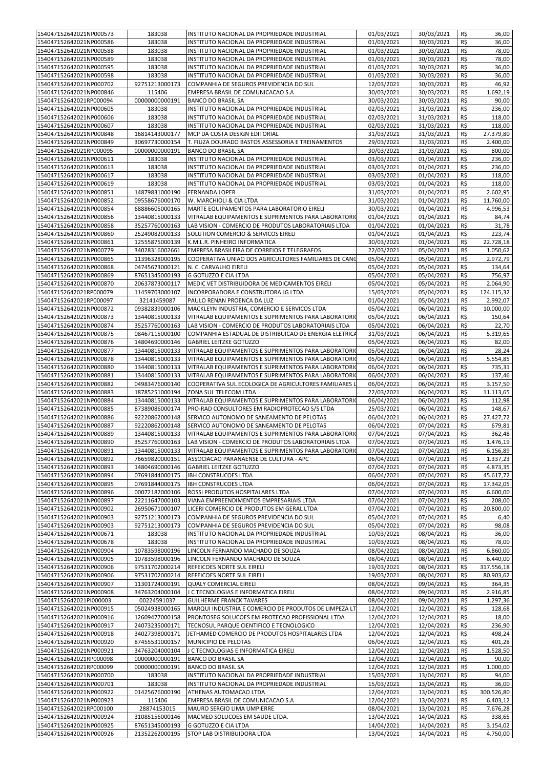| | | | | | | |
|---|---|---|---|---|---|---|
| 154047152642021NP000573 | 183038 | INSTITUTO NACIONAL DA PROPRIEDADE INDUSTRIAL | 01/03/2021 | 30/03/2021 | R$ | 36,00 |
| 154047152642021NP000586 | 183038 | INSTITUTO NACIONAL DA PROPRIEDADE INDUSTRIAL | 01/03/2021 | 30/03/2021 | R$ | 36,00 |
| 154047152642021NP000588 | 183038 | INSTITUTO NACIONAL DA PROPRIEDADE INDUSTRIAL | 01/03/2021 | 30/03/2021 | R$ | 78,00 |
| 154047152642021NP000589 | 183038 | INSTITUTO NACIONAL DA PROPRIEDADE INDUSTRIAL | 01/03/2021 | 30/03/2021 | R$ | 78,00 |
| 154047152642021NP000595 | 183038 | INSTITUTO NACIONAL DA PROPRIEDADE INDUSTRIAL | 01/03/2021 | 30/03/2021 | R$ | 36,00 |
| 154047152642021NP000598 | 183038 | INSTITUTO NACIONAL DA PROPRIEDADE INDUSTRIAL | 01/03/2021 | 30/03/2021 | R$ | 36,00 |
| 154047152642021NP000702 | 92751213000173 | COMPANHIA DE SEGUROS PREVIDENCIA DO SUL | 12/03/2021 | 30/03/2021 | R$ | 46,92 |
| 154047152642021NP000846 | 115406 | EMPRESA BRASIL DE COMUNICACAO S.A | 30/03/2021 | 30/03/2021 | R$ | 1.692,19 |
| 154047152642021RP000094 | 00000000000191 | BANCO DO BRASIL SA | 30/03/2021 | 30/03/2021 | R$ | 90,00 |
| 154047152642021NP000605 | 183038 | INSTITUTO NACIONAL DA PROPRIEDADE INDUSTRIAL | 02/03/2021 | 31/03/2021 | R$ | 236,00 |
| 154047152642021NP000606 | 183038 | INSTITUTO NACIONAL DA PROPRIEDADE INDUSTRIAL | 02/03/2021 | 31/03/2021 | R$ | 118,00 |
| 154047152642021NP000607 | 183038 | INSTITUTO NACIONAL DA PROPRIEDADE INDUSTRIAL | 02/03/2021 | 31/03/2021 | R$ | 118,00 |
| 154047152642021NP000848 | 16814143000177 | MCP DA COSTA DESIGN EDITORIAL | 31/03/2021 | 31/03/2021 | R$ | 27.379,80 |
| 154047152642021NP000849 | 30697730000154 | T. FIUZA DOURADO BASTOS ASSESSORIA E TREINAMENTOS | 29/03/2021 | 31/03/2021 | R$ | 2.400,00 |
| 154047152642021RP000095 | 00000000000191 | BANCO DO BRASIL SA | 30/03/2021 | 31/03/2021 | R$ | 800,00 |
| 154047152642021NP000611 | 183038 | INSTITUTO NACIONAL DA PROPRIEDADE INDUSTRIAL | 03/03/2021 | 01/04/2021 | R$ | 236,00 |
| 154047152642021NP000613 | 183038 | INSTITUTO NACIONAL DA PROPRIEDADE INDUSTRIAL | 03/03/2021 | 01/04/2021 | R$ | 236,00 |
| 154047152642021NP000617 | 183038 | INSTITUTO NACIONAL DA PROPRIEDADE INDUSTRIAL | 03/03/2021 | 01/04/2021 | R$ | 118,00 |
| 154047152642021NP000619 | 183038 | INSTITUTO NACIONAL DA PROPRIEDADE INDUSTRIAL | 03/03/2021 | 01/04/2021 | R$ | 118,00 |
| 154047152642021NP000851 | 14879831000190 | FERNANDA LOPER | 31/03/2021 | 01/04/2021 | R$ | 2.602,95 |
| 154047152642021NP000852 | 09558676000170 | W. MARCHIOLI & CIA LTDA | 31/03/2021 | 01/04/2021 | R$ | 11.760,00 |
| 154047152642021NP000854 | 68886605000165 | MARTE EQUIPAMENTOS PARA LABORATORIO EIRELI | 30/03/2021 | 01/04/2021 | R$ | 4.996,53 |
| 154047152642021NP000856 | 13440815000133 | VITRALAB EQUIPAMENTOS E SUPRIMENTOS PARA LABORATORIO | 01/04/2021 | 01/04/2021 | R$ | 84,74 |
| 154047152642021NP000858 | 35257760000163 | LAB VISION - COMERCIO DE PRODUTOS LABORATORIAIS LTDA | 01/04/2021 | 01/04/2021 | R$ | 31,78 |
| 154047152642021NP000860 | 25249082000133 | SOLUTION COMERCIO & SERVICOS EIRELI | 01/04/2021 | 01/04/2021 | R$ | 223,74 |
| 154047152642021NP000861 | 12555875000139 | K.M.L.R. PINHEIRO INFORMATICA | 30/03/2021 | 01/04/2021 | R$ | 22.728,18 |
| 154047152642021NP000779 | 34028316002661 | EMPRESA BRASILEIRA DE CORREIOS E TELEGRAFOS | 22/03/2021 | 05/04/2021 | R$ | 1.050,62 |
| 154047152642021NP000865 | 11396328000195 | COOPERATIVA UNIAO DOS AGRICULTORES FAMILIARES DE CANG | 05/04/2021 | 05/04/2021 | R$ | 2.972,79 |
| 154047152642021NP000868 | 04745673000121 | N. C. CARVALHO EIRELI | 05/04/2021 | 05/04/2021 | R$ | 134,64 |
| 154047152642021NP000869 | 87651345000193 | G GOTUZZO E CIA LTDA | 05/04/2021 | 05/04/2021 | R$ | 756,97 |
| 154047152642021NP000870 | 20637873000117 | MEDIC VET DISTRIBUIDORA DE MEDICAMENTOS EIRELI | 05/04/2021 | 05/04/2021 | R$ | 2.064,90 |
| 154047152642021RP000079 | 11459703000107 | INCORPORADORA E CONSTRUTORA JG LTDA | 15/03/2021 | 05/04/2021 | R$ | 124.115,32 |
| 154047152642021RP000097 | 32141459087 | PAULO RENAN PROENCA DA LUZ | 01/04/2021 | 05/04/2021 | R$ | 2.992,07 |
| 154047152642021NP000872 | 09382839000106 | MACKLEYN INDUSTRIA, COMERCIO E SERVICOS LTDA | 05/04/2021 | 06/04/2021 | R$ | 10.000,00 |
| 154047152642021NP000873 | 13440815000133 | VITRALAB EQUIPAMENTOS E SUPRIMENTOS PARA LABORATORIO | 05/04/2021 | 06/04/2021 | R$ | 150,64 |
| 154047152642021NP000874 | 35257760000163 | LAB VISION - COMERCIO DE PRODUTOS LABORATORIAIS LTDA | 05/04/2021 | 06/04/2021 | R$ | 22,70 |
| 154047152642021NP000875 | 08467115000100 | COMPANHIA ESTADUAL DE DISTRIBUICAO DE ENERGIA ELETRICA | 31/03/2021 | 06/04/2021 | R$ | 5.319,65 |
| 154047152642021NP000876 | 14804690000146 | GABRIEL LEITZKE GOTUZZO | 05/04/2021 | 06/04/2021 | R$ | 82,00 |
| 154047152642021NP000877 | 13440815000133 | VITRALAB EQUIPAMENTOS E SUPRIMENTOS PARA LABORATORIO | 05/04/2021 | 06/04/2021 | R$ | 28,24 |
| 154047152642021NP000878 | 13440815000133 | VITRALAB EQUIPAMENTOS E SUPRIMENTOS PARA LABORATORIO | 05/04/2021 | 06/04/2021 | R$ | 5.554,85 |
| 154047152642021NP000880 | 13440815000133 | VITRALAB EQUIPAMENTOS E SUPRIMENTOS PARA LABORATORIO | 06/04/2021 | 06/04/2021 | R$ | 735,31 |
| 154047152642021NP000881 | 13440815000133 | VITRALAB EQUIPAMENTOS E SUPRIMENTOS PARA LABORATORIO | 06/04/2021 | 06/04/2021 | R$ | 137,46 |
| 154047152642021NP000882 | 04983476000140 | COOPERATIVA SUL ECOLOGICA DE AGRICULTORES FAMILIARES L | 06/04/2021 | 06/04/2021 | R$ | 3.157,50 |
| 154047152642021NP000883 | 18785251000194 | ZONA SUL TELECOM LTDA | 22/03/2021 | 06/04/2021 | R$ | 11.113,65 |
| 154047152642021NP000884 | 13440815000133 | VITRALAB EQUIPAMENTOS E SUPRIMENTOS PARA LABORATORIO | 06/04/2021 | 06/04/2021 | R$ | 112,98 |
| 154047152642021NP000885 | 87389086000174 | PRO-RAD CONSULTORES EM RADIOPROTECAO S/S LTDA | 25/03/2021 | 06/04/2021 | R$ | 148,67 |
| 154047152642021NP000886 | 92220862000148 | SERVICO AUTONOMO DE SANEAMENTO DE PELOTAS | 06/04/2021 | 06/04/2021 | R$ | 27.427,72 |
| 154047152642021NP000887 | 92220862000148 | SERVICO AUTONOMO DE SANEAMENTO DE PELOTAS | 06/04/2021 | 07/04/2021 | R$ | 679,81 |
| 154047152642021NP000889 | 13440815000133 | VITRALAB EQUIPAMENTOS E SUPRIMENTOS PARA LABORATORIO | 07/04/2021 | 07/04/2021 | R$ | 362,48 |
| 154047152642021NP000890 | 35257760000163 | LAB VISION - COMERCIO DE PRODUTOS LABORATORIAIS LTDA | 07/04/2021 | 07/04/2021 | R$ | 1.476,19 |
| 154047152642021NP000891 | 13440815000133 | VITRALAB EQUIPAMENTOS E SUPRIMENTOS PARA LABORATORIO | 07/04/2021 | 07/04/2021 | R$ | 6.156,89 |
| 154047152642021NP000892 | 76659820000151 | ASSOCIACAO PARANAENSE DE CULTURA - APC | 06/04/2021 | 07/04/2021 | R$ | 1.337,23 |
| 154047152642021NP000893 | 14804690000146 | GABRIEL LEITZKE GOTUZZO | 07/04/2021 | 07/04/2021 | R$ | 4.873,35 |
| 154047152642021NP000894 | 07691844000175 | IBH CONSTRUCOES LTDA | 06/04/2021 | 07/04/2021 | R$ | 45.617,72 |
| 154047152642021NP000895 | 07691844000175 | IBH CONSTRUCOES LTDA | 06/04/2021 | 07/04/2021 | R$ | 17.342,05 |
| 154047152642021NP000896 | 00072182000106 | ROSSI PRODUTOS HOSPITALARES LTDA | 07/04/2021 | 07/04/2021 | R$ | 6.600,00 |
| 154047152642021NP000897 | 22211647000103 | VIANA EMPREENDIMENTOS EMPRESARIAIS LTDA | 07/04/2021 | 07/04/2021 | R$ | 208,00 |
| 154047152642021NP000902 | 26950671000107 | LICERI COMERCIO DE PRODUTOS EM GERAL LTDA | 07/04/2021 | 07/04/2021 | R$ | 20.800,00 |
| 154047152642021NP000903 | 92751213000173 | COMPANHIA DE SEGUROS PREVIDENCIA DO SUL | 05/04/2021 | 07/04/2021 | R$ | 6,40 |
| 154047152642021NP000903 | 92751213000173 | COMPANHIA DE SEGUROS PREVIDENCIA DO SUL | 05/04/2021 | 07/04/2021 | R$ | 98,08 |
| 154047152642021NP000671 | 183038 | INSTITUTO NACIONAL DA PROPRIEDADE INDUSTRIAL | 10/03/2021 | 08/04/2021 | R$ | 36,00 |
| 154047152642021NP000678 | 183038 | INSTITUTO NACIONAL DA PROPRIEDADE INDUSTRIAL | 10/03/2021 | 08/04/2021 | R$ | 78,00 |
| 154047152642021NP000904 | 10783598000196 | LINCOLN FERNANDO MACHADO DE SOUZA | 08/04/2021 | 08/04/2021 | R$ | 6.860,00 |
| 154047152642021NP000905 | 10783598000196 | LINCOLN FERNANDO MACHADO DE SOUZA | 08/04/2021 | 08/04/2021 | R$ | 6.440,00 |
| 154047152642021NP000906 | 97531702000214 | REFEICOES NORTE SUL EIRELI | 19/03/2021 | 08/04/2021 | R$ | 317.556,18 |
| 154047152642021NP000906 | 97531702000214 | REFEICOES NORTE SUL EIRELI | 19/03/2021 | 08/04/2021 | R$ | 80.903,62 |
| 154047152642021NP000907 | 11301724000191 | QUALY COMERCIAL EIRELI | 08/04/2021 | 09/04/2021 | R$ | 364,35 |
| 154047152642021NP000908 | 34763204000104 | J C TECNOLOGIAS E INFORMATICA EIRELI | 08/04/2021 | 09/04/2021 | R$ | 2.916,85 |
| 154047152642021PI000003 | 00224591037 | GUILHERME FRANCK TAVARES | 08/04/2021 | 09/04/2021 | R$ | 1.297,36 |
| 154047152642021NP000915 | 05024938000165 | MARQUI INDUSTRIA E COMERCIO DE PRODUTOS DE LIMPEZA LT | 12/04/2021 | 12/04/2021 | R$ | 128,68 |
| 154047152642021NP000916 | 12609477000158 | PRONTOSEG SOLUCOES EM PROTECAO PROFISSIONAL LTDA | 12/04/2021 | 12/04/2021 | R$ | 18,00 |
| 154047152642021NP000917 | 24073235000171 | TECNOSUL PARQUE CIENTIFICO E TECNOLOGICO | 12/04/2021 | 12/04/2021 | R$ | 236,90 |
| 154047152642021NP000918 | 34027398000171 | JETHAMED COMERCIO DE PRODUTOS HOSPITALARES LTDA | 12/04/2021 | 12/04/2021 | R$ | 498,24 |
| 154047152642021NP000920 | 87455531000157 | MUNICIPIO DE PELOTAS | 06/04/2021 | 12/04/2021 | R$ | 401,28 |
| 154047152642021NP000921 | 34763204000104 | J C TECNOLOGIAS E INFORMATICA EIRELI | 12/04/2021 | 12/04/2021 | R$ | 1.528,50 |
| 154047152642021RP000098 | 00000000000191 | BANCO DO BRASIL SA | 12/04/2021 | 12/04/2021 | R$ | 90,00 |
| 154047152642021RP000099 | 00000000000191 | BANCO DO BRASIL SA | 12/04/2021 | 12/04/2021 | R$ | 1.000,00 |
| 154047152642021NP000700 | 183038 | INSTITUTO NACIONAL DA PROPRIEDADE INDUSTRIAL | 15/03/2021 | 13/04/2021 | R$ | 94,00 |
| 154047152642021NP000701 | 183038 | INSTITUTO NACIONAL DA PROPRIEDADE INDUSTRIAL | 15/03/2021 | 13/04/2021 | R$ | 36,00 |
| 154047152642021NP000922 | 01425676000190 | ATHENAS AUTOMACAO LTDA | 12/04/2021 | 13/04/2021 | R$ | 300.526,80 |
| 154047152642021NP000923 | 115406 | EMPRESA BRASIL DE COMUNICACAO S.A | 12/04/2021 | 13/04/2021 | R$ | 6.403,12 |
| 154047152642021RP000100 | 28874153015 | MAURO SERGIO LIMA UMPIERRE | 08/04/2021 | 13/04/2021 | R$ | 7.676,28 |
| 154047152642021NP000924 | 31085156000146 | MACMED SOLUCOES EM SAUDE LTDA. | 13/04/2021 | 14/04/2021 | R$ | 338,65 |
| 154047152642021NP000925 | 87651345000193 | G GOTUZZO E CIA LTDA | 14/04/2021 | 14/04/2021 | R$ | 3.154,02 |
| 154047152642021NP000926 | 21352262000195 | STOP LAB DISTRIBUIDORA LTDA | 13/04/2021 | 14/04/2021 | R$ | 4.750,00 |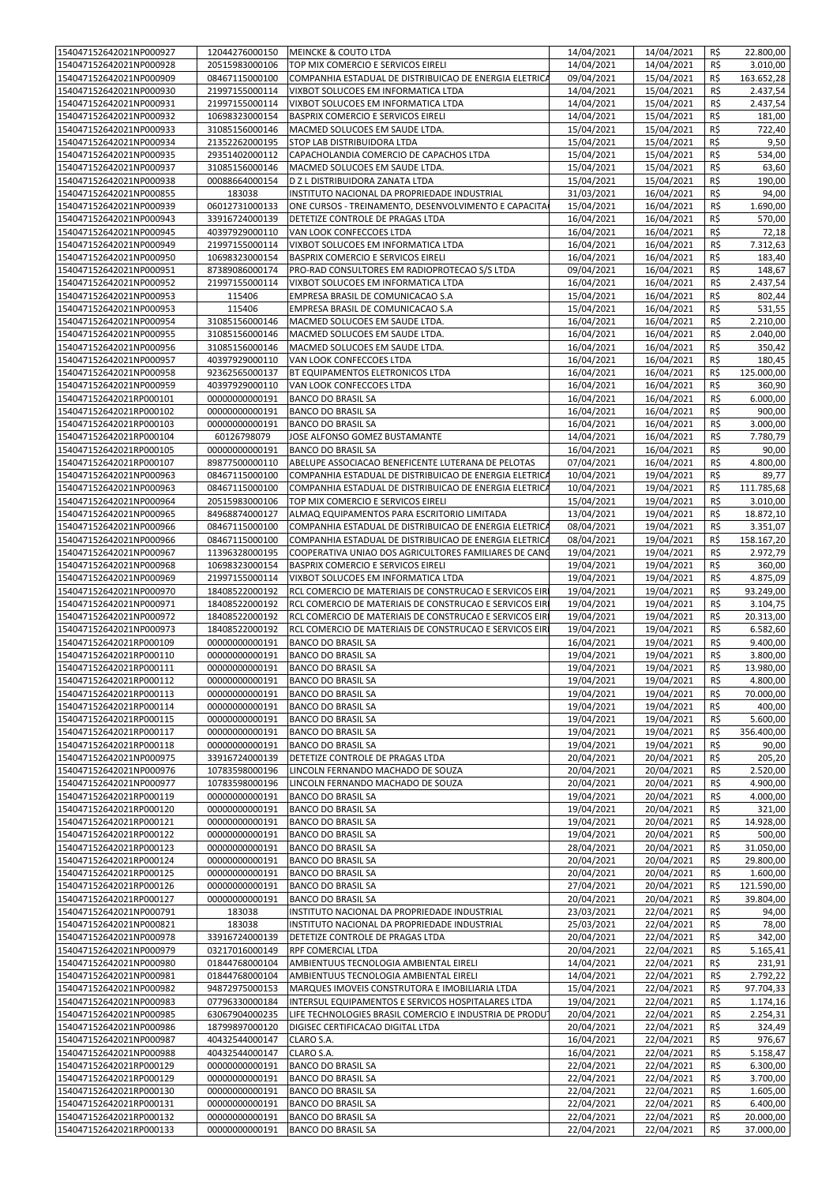| | | | | | | |
|---|---|---|---|---|---|---|
| 154047152642021NP000927 | 12044276000150 | MEINCKE & COUTO LTDA | 14/04/2021 | 14/04/2021 | R$ | 22.800,00 |
| 154047152642021NP000928 | 20515983000106 | TOP MIX COMERCIO E SERVICOS EIRELI | 14/04/2021 | 14/04/2021 | R$ | 3.010,00 |
| 154047152642021NP000909 | 08467115000100 | COMPANHIA ESTADUAL DE DISTRIBUICAO DE ENERGIA ELETRICA | 09/04/2021 | 15/04/2021 | R$ | 163.652,28 |
| 154047152642021NP000930 | 21997155000114 | VIXBOT SOLUCOES EM INFORMATICA LTDA | 14/04/2021 | 15/04/2021 | R$ | 2.437,54 |
| 154047152642021NP000931 | 21997155000114 | VIXBOT SOLUCOES EM INFORMATICA LTDA | 14/04/2021 | 15/04/2021 | R$ | 2.437,54 |
| 154047152642021NP000932 | 10698323000154 | BASPRIX COMERCIO E SERVICOS EIRELI | 14/04/2021 | 15/04/2021 | R$ | 181,00 |
| 154047152642021NP000933 | 31085156000146 | MACMED SOLUCOES EM SAUDE LTDA. | 15/04/2021 | 15/04/2021 | R$ | 722,40 |
| 154047152642021NP000934 | 21352262000195 | STOP LAB DISTRIBUIDORA LTDA | 15/04/2021 | 15/04/2021 | R$ | 9,50 |
| 154047152642021NP000935 | 29351402000112 | CAPACHOLANDIA COMERCIO DE CAPACHOS LTDA | 15/04/2021 | 15/04/2021 | R$ | 534,00 |
| 154047152642021NP000937 | 31085156000146 | MACMED SOLUCOES EM SAUDE LTDA. | 15/04/2021 | 15/04/2021 | R$ | 63,60 |
| 154047152642021NP000938 | 00088664000154 | D Z L DISTRIBUIDORA ZANATA LTDA | 15/04/2021 | 15/04/2021 | R$ | 190,00 |
| 154047152642021NP000855 | 183038 | INSTITUTO NACIONAL DA PROPRIEDADE INDUSTRIAL | 31/03/2021 | 16/04/2021 | R$ | 94,00 |
| 154047152642021NP000939 | 06012731000133 | ONE CURSOS - TREINAMENTO, DESENVOLVIMENTO E CAPACITA | 15/04/2021 | 16/04/2021 | R$ | 1.690,00 |
| 154047152642021NP000943 | 33916724000139 | DETETIZE CONTROLE DE PRAGAS LTDA | 16/04/2021 | 16/04/2021 | R$ | 570,00 |
| 154047152642021NP000945 | 40397929000110 | VAN LOOK CONFECCOES LTDA | 16/04/2021 | 16/04/2021 | R$ | 72,18 |
| 154047152642021NP000949 | 21997155000114 | VIXBOT SOLUCOES EM INFORMATICA LTDA | 16/04/2021 | 16/04/2021 | R$ | 7.312,63 |
| 154047152642021NP000950 | 10698323000154 | BASPRIX COMERCIO E SERVICOS EIRELI | 16/04/2021 | 16/04/2021 | R$ | 183,40 |
| 154047152642021NP000951 | 87389086000174 | PRO-RAD CONSULTORES EM RADIOPROTECAO S/S LTDA | 09/04/2021 | 16/04/2021 | R$ | 148,67 |
| 154047152642021NP000952 | 21997155000114 | VIXBOT SOLUCOES EM INFORMATICA LTDA | 16/04/2021 | 16/04/2021 | R$ | 2.437,54 |
| 154047152642021NP000953 | 115406 | EMPRESA BRASIL DE COMUNICACAO S.A | 15/04/2021 | 16/04/2021 | R$ | 802,44 |
| 154047152642021NP000953 | 115406 | EMPRESA BRASIL DE COMUNICACAO S.A | 15/04/2021 | 16/04/2021 | R$ | 531,55 |
| 154047152642021NP000954 | 31085156000146 | MACMED SOLUCOES EM SAUDE LTDA. | 16/04/2021 | 16/04/2021 | R$ | 2.210,00 |
| 154047152642021NP000955 | 31085156000146 | MACMED SOLUCOES EM SAUDE LTDA. | 16/04/2021 | 16/04/2021 | R$ | 2.040,00 |
| 154047152642021NP000956 | 31085156000146 | MACMED SOLUCOES EM SAUDE LTDA. | 16/04/2021 | 16/04/2021 | R$ | 350,42 |
| 154047152642021NP000957 | 40397929000110 | VAN LOOK CONFECCOES LTDA | 16/04/2021 | 16/04/2021 | R$ | 180,45 |
| 154047152642021NP000958 | 92362565000137 | BT EQUIPAMENTOS ELETRONICOS LTDA | 16/04/2021 | 16/04/2021 | R$ | 125.000,00 |
| 154047152642021NP000959 | 40397929000110 | VAN LOOK CONFECCOES LTDA | 16/04/2021 | 16/04/2021 | R$ | 360,90 |
| 154047152642021RP000101 | 00000000000191 | BANCO DO BRASIL SA | 16/04/2021 | 16/04/2021 | R$ | 6.000,00 |
| 154047152642021RP000102 | 00000000000191 | BANCO DO BRASIL SA | 16/04/2021 | 16/04/2021 | R$ | 900,00 |
| 154047152642021RP000103 | 00000000000191 | BANCO DO BRASIL SA | 16/04/2021 | 16/04/2021 | R$ | 3.000,00 |
| 154047152642021RP000104 | 60126798079 | JOSE ALFONSO GOMEZ BUSTAMANTE | 14/04/2021 | 16/04/2021 | R$ | 7.780,79 |
| 154047152642021RP000105 | 00000000000191 | BANCO DO BRASIL SA | 16/04/2021 | 16/04/2021 | R$ | 90,00 |
| 154047152642021RP000107 | 89877500000110 | ABELUPE ASSOCIACAO BENEFICENTE LUTERANA DE PELOTAS | 07/04/2021 | 16/04/2021 | R$ | 4.800,00 |
| 154047152642021NP000963 | 08467115000100 | COMPANHIA ESTADUAL DE DISTRIBUICAO DE ENERGIA ELETRICA | 10/04/2021 | 19/04/2021 | R$ | 89,77 |
| 154047152642021NP000963 | 08467115000100 | COMPANHIA ESTADUAL DE DISTRIBUICAO DE ENERGIA ELETRICA | 10/04/2021 | 19/04/2021 | R$ | 111.785,68 |
| 154047152642021NP000964 | 20515983000106 | TOP MIX COMERCIO E SERVICOS EIRELI | 15/04/2021 | 19/04/2021 | R$ | 3.010,00 |
| 154047152642021NP000965 | 84968874000127 | ALMAQ EQUIPAMENTOS PARA ESCRITORIO LIMITADA | 13/04/2021 | 19/04/2021 | R$ | 18.872,10 |
| 154047152642021NP000966 | 08467115000100 | COMPANHIA ESTADUAL DE DISTRIBUICAO DE ENERGIA ELETRICA | 08/04/2021 | 19/04/2021 | R$ | 3.351,07 |
| 154047152642021NP000966 | 08467115000100 | COMPANHIA ESTADUAL DE DISTRIBUICAO DE ENERGIA ELETRICA | 08/04/2021 | 19/04/2021 | R$ | 158.167,20 |
| 154047152642021NP000967 | 11396328000195 | COOPERATIVA UNIAO DOS AGRICULTORES FAMILIARES DE CANG | 19/04/2021 | 19/04/2021 | R$ | 2.972,79 |
| 154047152642021NP000968 | 10698323000154 | BASPRIX COMERCIO E SERVICOS EIRELI | 19/04/2021 | 19/04/2021 | R$ | 360,00 |
| 154047152642021NP000969 | 21997155000114 | VIXBOT SOLUCOES EM INFORMATICA LTDA | 19/04/2021 | 19/04/2021 | R$ | 4.875,09 |
| 154047152642021NP000970 | 18408522000192 | RCL COMERCIO DE MATERIAIS DE CONSTRUCAO E SERVICOS EIR | 19/04/2021 | 19/04/2021 | R$ | 93.249,00 |
| 154047152642021NP000971 | 18408522000192 | RCL COMERCIO DE MATERIAIS DE CONSTRUCAO E SERVICOS EIR | 19/04/2021 | 19/04/2021 | R$ | 3.104,75 |
| 154047152642021NP000972 | 18408522000192 | RCL COMERCIO DE MATERIAIS DE CONSTRUCAO E SERVICOS EIR | 19/04/2021 | 19/04/2021 | R$ | 20.313,00 |
| 154047152642021NP000973 | 18408522000192 | RCL COMERCIO DE MATERIAIS DE CONSTRUCAO E SERVICOS EIR | 19/04/2021 | 19/04/2021 | R$ | 6.582,60 |
| 154047152642021RP000109 | 00000000000191 | BANCO DO BRASIL SA | 16/04/2021 | 19/04/2021 | R$ | 9.400,00 |
| 154047152642021RP000110 | 00000000000191 | BANCO DO BRASIL SA | 19/04/2021 | 19/04/2021 | R$ | 3.800,00 |
| 154047152642021RP000111 | 00000000000191 | BANCO DO BRASIL SA | 19/04/2021 | 19/04/2021 | R$ | 13.980,00 |
| 154047152642021RP000112 | 00000000000191 | BANCO DO BRASIL SA | 19/04/2021 | 19/04/2021 | R$ | 4.800,00 |
| 154047152642021RP000113 | 00000000000191 | BANCO DO BRASIL SA | 19/04/2021 | 19/04/2021 | R$ | 70.000,00 |
| 154047152642021RP000114 | 00000000000191 | BANCO DO BRASIL SA | 19/04/2021 | 19/04/2021 | R$ | 400,00 |
| 154047152642021RP000115 | 00000000000191 | BANCO DO BRASIL SA | 19/04/2021 | 19/04/2021 | R$ | 5.600,00 |
| 154047152642021RP000117 | 00000000000191 | BANCO DO BRASIL SA | 19/04/2021 | 19/04/2021 | R$ | 356.400,00 |
| 154047152642021RP000118 | 00000000000191 | BANCO DO BRASIL SA | 19/04/2021 | 19/04/2021 | R$ | 90,00 |
| 154047152642021NP000975 | 33916724000139 | DETETIZE CONTROLE DE PRAGAS LTDA | 20/04/2021 | 20/04/2021 | R$ | 205,20 |
| 154047152642021NP000976 | 10783598000196 | LINCOLN FERNANDO MACHADO DE SOUZA | 20/04/2021 | 20/04/2021 | R$ | 2.520,00 |
| 154047152642021NP000977 | 10783598000196 | LINCOLN FERNANDO MACHADO DE SOUZA | 20/04/2021 | 20/04/2021 | R$ | 4.900,00 |
| 154047152642021RP000119 | 00000000000191 | BANCO DO BRASIL SA | 19/04/2021 | 20/04/2021 | R$ | 4.000,00 |
| 154047152642021RP000120 | 00000000000191 | BANCO DO BRASIL SA | 19/04/2021 | 20/04/2021 | R$ | 321,00 |
| 154047152642021RP000121 | 00000000000191 | BANCO DO BRASIL SA | 19/04/2021 | 20/04/2021 | R$ | 14.928,00 |
| 154047152642021RP000122 | 00000000000191 | BANCO DO BRASIL SA | 19/04/2021 | 20/04/2021 | R$ | 500,00 |
| 154047152642021RP000123 | 00000000000191 | BANCO DO BRASIL SA | 28/04/2021 | 20/04/2021 | R$ | 31.050,00 |
| 154047152642021RP000124 | 00000000000191 | BANCO DO BRASIL SA | 20/04/2021 | 20/04/2021 | R$ | 29.800,00 |
| 154047152642021RP000125 | 00000000000191 | BANCO DO BRASIL SA | 20/04/2021 | 20/04/2021 | R$ | 1.600,00 |
| 154047152642021RP000126 | 00000000000191 | BANCO DO BRASIL SA | 27/04/2021 | 20/04/2021 | R$ | 121.590,00 |
| 154047152642021RP000127 | 00000000000191 | BANCO DO BRASIL SA | 20/04/2021 | 20/04/2021 | R$ | 39.804,00 |
| 154047152642021NP000791 | 183038 | INSTITUTO NACIONAL DA PROPRIEDADE INDUSTRIAL | 23/03/2021 | 22/04/2021 | R$ | 94,00 |
| 154047152642021NP000821 | 183038 | INSTITUTO NACIONAL DA PROPRIEDADE INDUSTRIAL | 25/03/2021 | 22/04/2021 | R$ | 78,00 |
| 154047152642021NP000978 | 33916724000139 | DETETIZE CONTROLE DE PRAGAS LTDA | 20/04/2021 | 22/04/2021 | R$ | 342,00 |
| 154047152642021NP000979 | 03217016000149 | RPF COMERCIAL LTDA | 20/04/2021 | 22/04/2021 | R$ | 5.165,41 |
| 154047152642021NP000980 | 01844768000104 | AMBIENTUUS TECNOLOGIA AMBIENTAL EIRELI | 14/04/2021 | 22/04/2021 | R$ | 231,91 |
| 154047152642021NP000981 | 01844768000104 | AMBIENTUUS TECNOLOGIA AMBIENTAL EIRELI | 14/04/2021 | 22/04/2021 | R$ | 2.792,22 |
| 154047152642021NP000982 | 94872975000153 | MARQUES IMOVEIS CONSTRUTORA E IMOBILIARIA LTDA | 15/04/2021 | 22/04/2021 | R$ | 97.704,33 |
| 154047152642021NP000983 | 07796330000184 | INTERSUL EQUIPAMENTOS E SERVICOS HOSPITALARES LTDA | 19/04/2021 | 22/04/2021 | R$ | 1.174,16 |
| 154047152642021NP000985 | 63067904000235 | LIFE TECHNOLOGIES BRASIL COMERCIO E INDUSTRIA DE PRODU | 20/04/2021 | 22/04/2021 | R$ | 2.254,31 |
| 154047152642021NP000986 | 18799897000120 | DIGISEC CERTIFICACAO DIGITAL LTDA | 20/04/2021 | 22/04/2021 | R$ | 324,49 |
| 154047152642021NP000987 | 40432544000147 | CLARO S.A. | 16/04/2021 | 22/04/2021 | R$ | 976,67 |
| 154047152642021NP000988 | 40432544000147 | CLARO S.A. | 16/04/2021 | 22/04/2021 | R$ | 5.158,47 |
| 154047152642021RP000129 | 00000000000191 | BANCO DO BRASIL SA | 22/04/2021 | 22/04/2021 | R$ | 6.300,00 |
| 154047152642021RP000129 | 00000000000191 | BANCO DO BRASIL SA | 22/04/2021 | 22/04/2021 | R$ | 3.700,00 |
| 154047152642021RP000130 | 00000000000191 | BANCO DO BRASIL SA | 22/04/2021 | 22/04/2021 | R$ | 1.605,00 |
| 154047152642021RP000131 | 00000000000191 | BANCO DO BRASIL SA | 22/04/2021 | 22/04/2021 | R$ | 6.400,00 |
| 154047152642021RP000132 | 00000000000191 | BANCO DO BRASIL SA | 22/04/2021 | 22/04/2021 | R$ | 20.000,00 |
| 154047152642021RP000133 | 00000000000191 | BANCO DO BRASIL SA | 22/04/2021 | 22/04/2021 | R$ | 37.000,00 |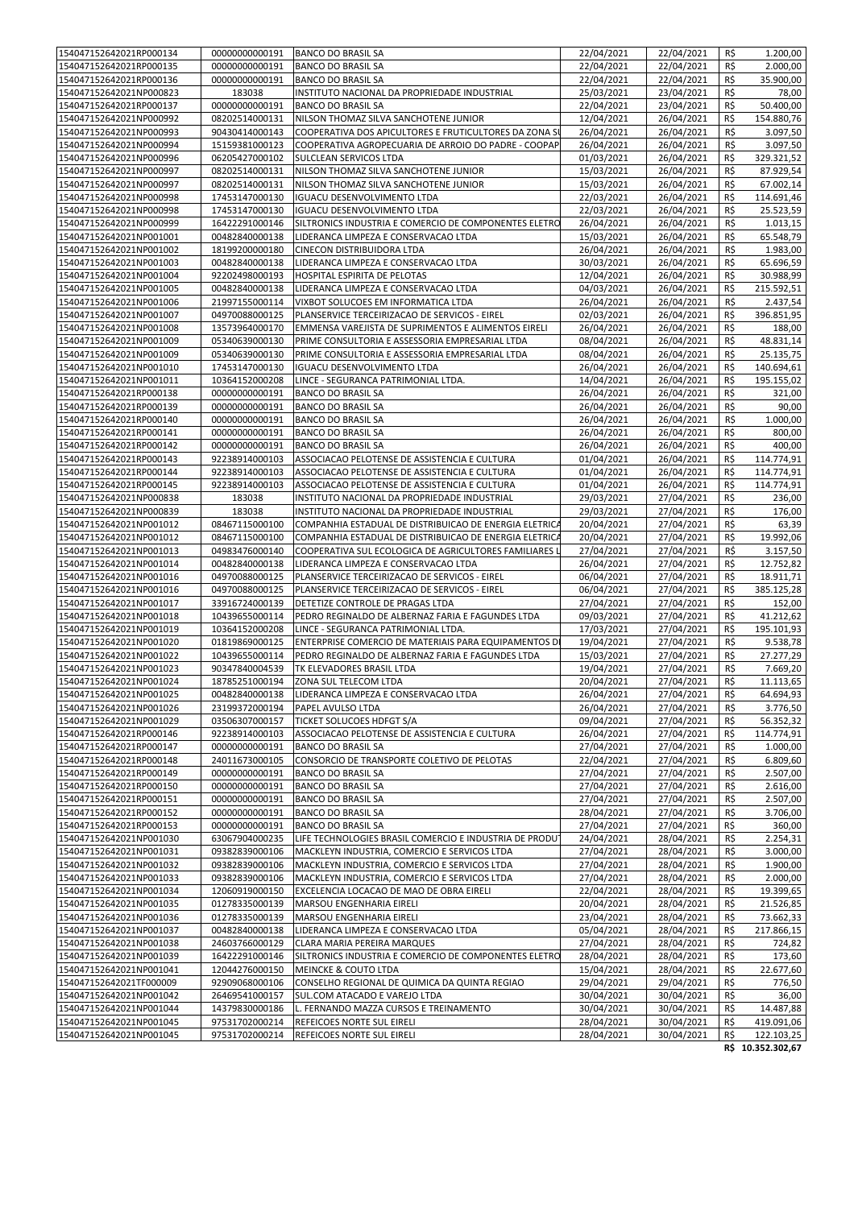| | | | | | | |
|---|---|---|---|---|---|---|
| 154047152642021RP000134 | 00000000000191 | BANCO DO BRASIL SA | 22/04/2021 | 22/04/2021 | R$ | 1.200,00 |
| 154047152642021RP000135 | 00000000000191 | BANCO DO BRASIL SA | 22/04/2021 | 22/04/2021 | R$ | 2.000,00 |
| 154047152642021RP000136 | 00000000000191 | BANCO DO BRASIL SA | 22/04/2021 | 22/04/2021 | R$ | 35.900,00 |
| 154047152642021NP000823 | 183038 | INSTITUTO NACIONAL DA PROPRIEDADE INDUSTRIAL | 25/03/2021 | 23/04/2021 | R$ | 78,00 |
| 154047152642021RP000137 | 00000000000191 | BANCO DO BRASIL SA | 22/04/2021 | 23/04/2021 | R$ | 50.400,00 |
| 154047152642021NP000992 | 08202514000131 | NILSON THOMAZ SILVA SANCHOTENE JUNIOR | 12/04/2021 | 26/04/2021 | R$ | 154.880,76 |
| 154047152642021NP000993 | 90430414000143 | COOPERATIVA DOS APICULTORES E FRUTICULTORES DA ZONA SU | 26/04/2021 | 26/04/2021 | R$ | 3.097,50 |
| 154047152642021NP000994 | 15159381000123 | COOPERATIVA AGROPECUARIA DE ARROIO DO PADRE - COOPAP | 26/04/2021 | 26/04/2021 | R$ | 3.097,50 |
| 154047152642021NP000996 | 06205427000102 | SULCLEAN SERVICOS LTDA | 01/03/2021 | 26/04/2021 | R$ | 329.321,52 |
| 154047152642021NP000997 | 08202514000131 | NILSON THOMAZ SILVA SANCHOTENE JUNIOR | 15/03/2021 | 26/04/2021 | R$ | 87.929,54 |
| 154047152642021NP000997 | 08202514000131 | NILSON THOMAZ SILVA SANCHOTENE JUNIOR | 15/03/2021 | 26/04/2021 | R$ | 67.002,14 |
| 154047152642021NP000998 | 17453147000130 | IGUACU DESENVOLVIMENTO LTDA | 22/03/2021 | 26/04/2021 | R$ | 114.691,46 |
| 154047152642021NP000998 | 17453147000130 | IGUACU DESENVOLVIMENTO LTDA | 22/03/2021 | 26/04/2021 | R$ | 25.523,59 |
| 154047152642021NP000999 | 16422291000146 | SILTRONICS INDUSTRIA E COMERCIO DE COMPONENTES ELETRO | 26/04/2021 | 26/04/2021 | R$ | 1.013,15 |
| 154047152642021NP001001 | 00482840000138 | LIDERANCA LIMPEZA E CONSERVACAO LTDA | 15/03/2021 | 26/04/2021 | R$ | 65.548,79 |
| 154047152642021NP001002 | 18199200000180 | CINECON DISTRIBUIDORA LTDA | 26/04/2021 | 26/04/2021 | R$ | 1.983,00 |
| 154047152642021NP001003 | 00482840000138 | LIDERANCA LIMPEZA E CONSERVACAO LTDA | 30/03/2021 | 26/04/2021 | R$ | 65.696,59 |
| 154047152642021NP001004 | 92202498000193 | HOSPITAL ESPIRITA DE PELOTAS | 12/04/2021 | 26/04/2021 | R$ | 30.988,99 |
| 154047152642021NP001005 | 00482840000138 | LIDERANCA LIMPEZA E CONSERVACAO LTDA | 04/03/2021 | 26/04/2021 | R$ | 215.592,51 |
| 154047152642021NP001006 | 21997155000114 | VIXBOT SOLUCOES EM INFORMATICA LTDA | 26/04/2021 | 26/04/2021 | R$ | 2.437,54 |
| 154047152642021NP001007 | 04970088000125 | PLANSERVICE TERCEIRIZACAO DE SERVICOS - EIREL | 02/03/2021 | 26/04/2021 | R$ | 396.851,95 |
| 154047152642021NP001008 | 13573964000170 | EMMENSA VAREJISTA DE SUPRIMENTOS E ALIMENTOS EIRELI | 26/04/2021 | 26/04/2021 | R$ | 188,00 |
| 154047152642021NP001009 | 05340639000130 | PRIME CONSULTORIA E ASSESSORIA EMPRESARIAL LTDA | 08/04/2021 | 26/04/2021 | R$ | 48.831,14 |
| 154047152642021NP001009 | 05340639000130 | PRIME CONSULTORIA E ASSESSORIA EMPRESARIAL LTDA | 08/04/2021 | 26/04/2021 | R$ | 25.135,75 |
| 154047152642021NP001010 | 17453147000130 | IGUACU DESENVOLVIMENTO LTDA | 26/04/2021 | 26/04/2021 | R$ | 140.694,61 |
| 154047152642021NP001011 | 10364152000208 | LINCE - SEGURANCA PATRIMONIAL LTDA. | 14/04/2021 | 26/04/2021 | R$ | 195.155,02 |
| 154047152642021RP000138 | 00000000000191 | BANCO DO BRASIL SA | 26/04/2021 | 26/04/2021 | R$ | 321,00 |
| 154047152642021RP000139 | 00000000000191 | BANCO DO BRASIL SA | 26/04/2021 | 26/04/2021 | R$ | 90,00 |
| 154047152642021RP000140 | 00000000000191 | BANCO DO BRASIL SA | 26/04/2021 | 26/04/2021 | R$ | 1.000,00 |
| 154047152642021RP000141 | 00000000000191 | BANCO DO BRASIL SA | 26/04/2021 | 26/04/2021 | R$ | 800,00 |
| 154047152642021RP000142 | 00000000000191 | BANCO DO BRASIL SA | 26/04/2021 | 26/04/2021 | R$ | 400,00 |
| 154047152642021RP000143 | 92238914000103 | ASSOCIACAO PELOTENSE DE ASSISTENCIA E CULTURA | 01/04/2021 | 26/04/2021 | R$ | 114.774,91 |
| 154047152642021RP000144 | 92238914000103 | ASSOCIACAO PELOTENSE DE ASSISTENCIA E CULTURA | 01/04/2021 | 26/04/2021 | R$ | 114.774,91 |
| 154047152642021RP000145 | 92238914000103 | ASSOCIACAO PELOTENSE DE ASSISTENCIA E CULTURA | 01/04/2021 | 26/04/2021 | R$ | 114.774,91 |
| 154047152642021NP000838 | 183038 | INSTITUTO NACIONAL DA PROPRIEDADE INDUSTRIAL | 29/03/2021 | 27/04/2021 | R$ | 236,00 |
| 154047152642021NP000839 | 183038 | INSTITUTO NACIONAL DA PROPRIEDADE INDUSTRIAL | 29/03/2021 | 27/04/2021 | R$ | 176,00 |
| 154047152642021NP001012 | 08467115000100 | COMPANHIA ESTADUAL DE DISTRIBUICAO DE ENERGIA ELETRICA | 20/04/2021 | 27/04/2021 | R$ | 63,39 |
| 154047152642021NP001012 | 08467115000100 | COMPANHIA ESTADUAL DE DISTRIBUICAO DE ENERGIA ELETRICA | 20/04/2021 | 27/04/2021 | R$ | 19.992,06 |
| 154047152642021NP001013 | 04983476000140 | COOPERATIVA SUL ECOLOGICA DE AGRICULTORES FAMILIARES L | 27/04/2021 | 27/04/2021 | R$ | 3.157,50 |
| 154047152642021NP001014 | 00482840000138 | LIDERANCA LIMPEZA E CONSERVACAO LTDA | 26/04/2021 | 27/04/2021 | R$ | 12.752,82 |
| 154047152642021NP001016 | 04970088000125 | PLANSERVICE TERCEIRIZACAO DE SERVICOS - EIREL | 06/04/2021 | 27/04/2021 | R$ | 18.911,71 |
| 154047152642021NP001016 | 04970088000125 | PLANSERVICE TERCEIRIZACAO DE SERVICOS - EIREL | 06/04/2021 | 27/04/2021 | R$ | 385.125,28 |
| 154047152642021NP001017 | 33916724000139 | DETETIZE CONTROLE DE PRAGAS LTDA | 27/04/2021 | 27/04/2021 | R$ | 152,00 |
| 154047152642021NP001018 | 10439655000114 | PEDRO REGINALDO DE ALBERNAZ FARIA E FAGUNDES LTDA | 09/03/2021 | 27/04/2021 | R$ | 41.212,62 |
| 154047152642021NP001019 | 10364152000208 | LINCE - SEGURANCA PATRIMONIAL LTDA. | 17/03/2021 | 27/04/2021 | R$ | 195.101,93 |
| 154047152642021NP001020 | 01819869000125 | ENTERPRISE COMERCIO DE MATERIAIS PARA EQUIPAMENTOS DI | 19/04/2021 | 27/04/2021 | R$ | 9.538,78 |
| 154047152642021NP001022 | 10439655000114 | PEDRO REGINALDO DE ALBERNAZ FARIA E FAGUNDES LTDA | 15/03/2021 | 27/04/2021 | R$ | 27.277,29 |
| 154047152642021NP001023 | 90347840004539 | TK ELEVADORES BRASIL LTDA | 19/04/2021 | 27/04/2021 | R$ | 7.669,20 |
| 154047152642021NP001024 | 18785251000194 | ZONA SUL TELECOM LTDA | 20/04/2021 | 27/04/2021 | R$ | 11.113,65 |
| 154047152642021NP001025 | 00482840000138 | LIDERANCA LIMPEZA E CONSERVACAO LTDA | 26/04/2021 | 27/04/2021 | R$ | 64.694,93 |
| 154047152642021NP001026 | 23199372000194 | PAPEL AVULSO LTDA | 26/04/2021 | 27/04/2021 | R$ | 3.776,50 |
| 154047152642021NP001029 | 03506307000157 | TICKET SOLUCOES HDFGT S/A | 09/04/2021 | 27/04/2021 | R$ | 56.352,32 |
| 154047152642021RP000146 | 92238914000103 | ASSOCIACAO PELOTENSE DE ASSISTENCIA E CULTURA | 26/04/2021 | 27/04/2021 | R$ | 114.774,91 |
| 154047152642021RP000147 | 00000000000191 | BANCO DO BRASIL SA | 27/04/2021 | 27/04/2021 | R$ | 1.000,00 |
| 154047152642021RP000148 | 24011673000105 | CONSORCIO DE TRANSPORTE COLETIVO DE PELOTAS | 22/04/2021 | 27/04/2021 | R$ | 6.809,60 |
| 154047152642021RP000149 | 00000000000191 | BANCO DO BRASIL SA | 27/04/2021 | 27/04/2021 | R$ | 2.507,00 |
| 154047152642021RP000150 | 00000000000191 | BANCO DO BRASIL SA | 27/04/2021 | 27/04/2021 | R$ | 2.616,00 |
| 154047152642021RP000151 | 00000000000191 | BANCO DO BRASIL SA | 27/04/2021 | 27/04/2021 | R$ | 2.507,00 |
| 154047152642021RP000152 | 00000000000191 | BANCO DO BRASIL SA | 28/04/2021 | 27/04/2021 | R$ | 3.706,00 |
| 154047152642021RP000153 | 00000000000191 | BANCO DO BRASIL SA | 27/04/2021 | 27/04/2021 | R$ | 360,00 |
| 154047152642021NP001030 | 63067904000235 | LIFE TECHNOLOGIES BRASIL COMERCIO E INDUSTRIA DE PRODUT | 24/04/2021 | 28/04/2021 | R$ | 2.254,31 |
| 154047152642021NP001031 | 09382839000106 | MACKLEYN INDUSTRIA, COMERCIO E SERVICOS LTDA | 27/04/2021 | 28/04/2021 | R$ | 3.000,00 |
| 154047152642021NP001032 | 09382839000106 | MACKLEYN INDUSTRIA, COMERCIO E SERVICOS LTDA | 27/04/2021 | 28/04/2021 | R$ | 1.900,00 |
| 154047152642021NP001033 | 09382839000106 | MACKLEYN INDUSTRIA, COMERCIO E SERVICOS LTDA | 27/04/2021 | 28/04/2021 | R$ | 2.000,00 |
| 154047152642021NP001034 | 12060919000150 | EXCELENCIA LOCACAO DE MAO DE OBRA EIRELI | 22/04/2021 | 28/04/2021 | R$ | 19.399,65 |
| 154047152642021NP001035 | 01278335000139 | MARSOU ENGENHARIA EIRELI | 20/04/2021 | 28/04/2021 | R$ | 21.526,85 |
| 154047152642021NP001036 | 01278335000139 | MARSOU ENGENHARIA EIRELI | 23/04/2021 | 28/04/2021 | R$ | 73.662,33 |
| 154047152642021NP001037 | 00482840000138 | LIDERANCA LIMPEZA E CONSERVACAO LTDA | 05/04/2021 | 28/04/2021 | R$ | 217.866,15 |
| 154047152642021NP001038 | 24603766000129 | CLARA MARIA PEREIRA MARQUES | 27/04/2021 | 28/04/2021 | R$ | 724,82 |
| 154047152642021NP001039 | 16422291000146 | SILTRONICS INDUSTRIA E COMERCIO DE COMPONENTES ELETRO | 28/04/2021 | 28/04/2021 | R$ | 173,60 |
| 154047152642021NP001041 | 12044276000150 | MEINCKE & COUTO LTDA | 15/04/2021 | 28/04/2021 | R$ | 22.677,60 |
| 154047152642021TF000009 | 92909068000106 | CONSELHO REGIONAL DE QUIMICA DA QUINTA REGIAO | 29/04/2021 | 29/04/2021 | R$ | 776,50 |
| 154047152642021NP001042 | 26469541000157 | SUL.COM ATACADO E VAREJO LTDA | 30/04/2021 | 30/04/2021 | R$ | 36,00 |
| 154047152642021NP001044 | 14379830000186 | L. FERNANDO MAZZA CURSOS E TREINAMENTO | 30/04/2021 | 30/04/2021 | R$ | 14.487,88 |
| 154047152642021NP001045 | 97531702000214 | REFEICOES NORTE SUL EIRELI | 28/04/2021 | 30/04/2021 | R$ | 419.091,06 |
| 154047152642021NP001045 | 97531702000214 | REFEICOES NORTE SUL EIRELI | 28/04/2021 | 30/04/2021 | R$ | 122.103,25 |
| | | | | | **R$** | **10.352.302,67** |